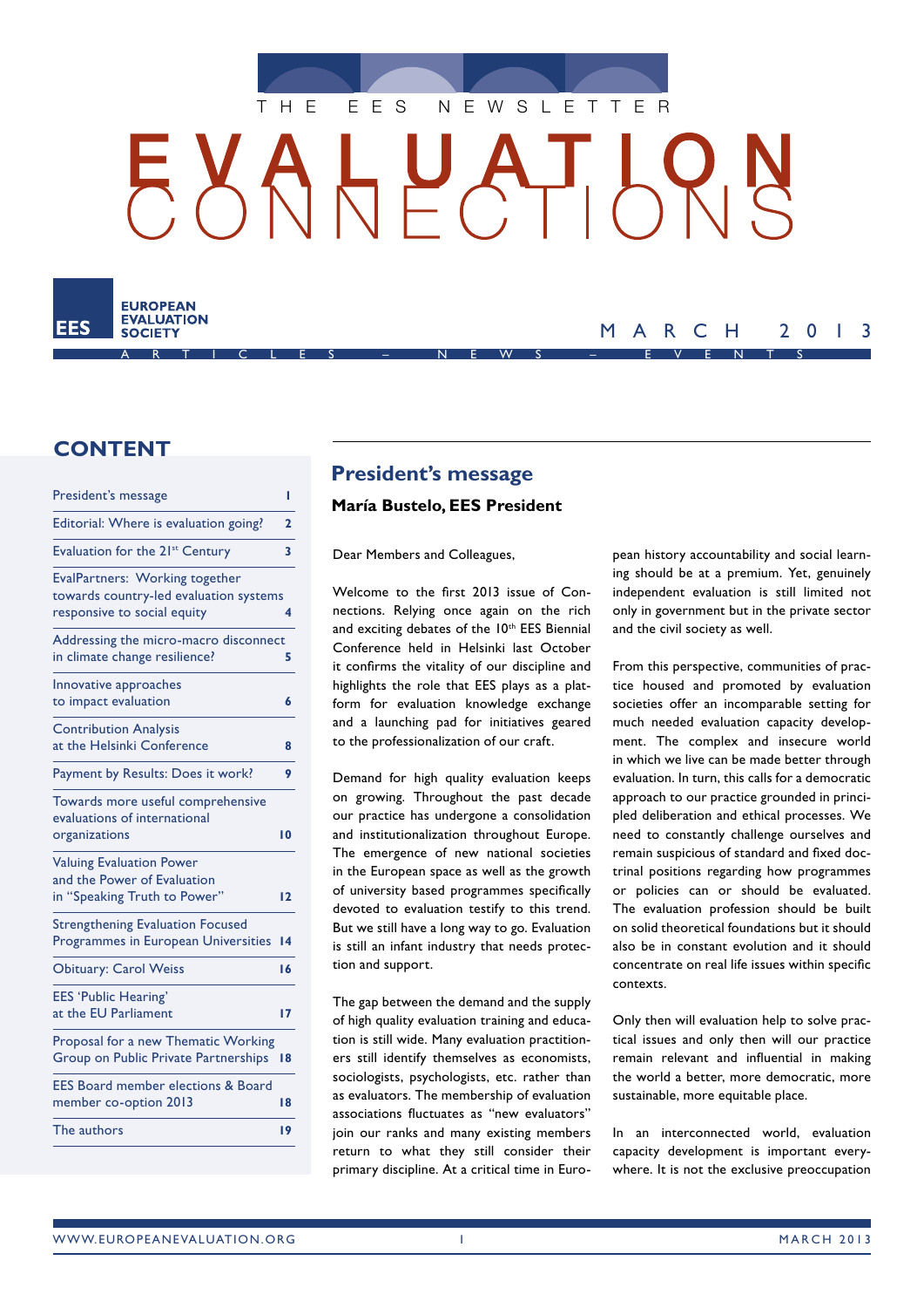THE EES NEWSLETTER

# EVALUATION CONNECTIONS

EUROPEAN EVALUATION SOCIETY

MARCH 2013

ARTICLES – NEWS – EVENTS

## CONTENT

| | |
|---|---|
| President's message | 1 |
| Editorial: Where is evaluation going? | 2 |
| Evaluation for the 21st Century | 3 |
| EvalPartners: Working together towards country-led evaluation systems responsive to social equity | 4 |
| Addressing the micro-macro disconnect in climate change resilience? | 5 |
| Innovative approaches to impact evaluation | 6 |
| Contribution Analysis at the Helsinki Conference | 8 |
| Payment by Results: Does it work? | 9 |
| Towards more useful comprehensive evaluations of international organizations | 10 |
| Valuing Evaluation Power and the Power of Evaluation in "Speaking Truth to Power" | 12 |
| Strengthening Evaluation Focused Programmes in European Universities | 14 |
| Obituary: Carol Weiss | 16 |
| EES 'Public Hearing' at the EU Parliament | 17 |
| Proposal for a new Thematic Working Group on Public Private Partnerships | 18 |
| EES Board member elections & Board member co-option 2013 | 18 |
| The authors | 19 |

## President's message

**María Bustelo, EES President**

Dear Members and Colleagues,

Welcome to the first 2013 issue of Connections. Relying once again on the rich and exciting debates of the 10th EES Biennial Conference held in Helsinki last October it confirms the vitality of our discipline and highlights the role that EES plays as a platform for evaluation knowledge exchange and a launching pad for initiatives geared to the professionalization of our craft.

Demand for high quality evaluation keeps on growing. Throughout the past decade our practice has undergone a consolidation and institutionalization throughout Europe. The emergence of new national societies in the European space as well as the growth of university based programmes specifically devoted to evaluation testify to this trend. But we still have a long way to go. Evaluation is still an infant industry that needs protection and support.

The gap between the demand and the supply of high quality evaluation training and education is still wide. Many evaluation practitioners still identify themselves as economists, sociologists, psychologists, etc. rather than as evaluators. The membership of evaluation associations fluctuates as "new evaluators" join our ranks and many existing members return to what they still consider their primary discipline. At a critical time in European history accountability and social learning should be at a premium. Yet, genuinely independent evaluation is still limited not only in government but in the private sector and the civil society as well.

From this perspective, communities of practice housed and promoted by evaluation societies offer an incomparable setting for much needed evaluation capacity development. The complex and insecure world in which we live can be made better through evaluation. In turn, this calls for a democratic approach to our practice grounded in principled deliberation and ethical processes. We need to constantly challenge ourselves and remain suspicious of standard and fixed doctrinal positions regarding how programmes or policies can or should be evaluated. The evaluation profession should be built on solid theoretical foundations but it should also be in constant evolution and it should concentrate on real life issues within specific contexts.

Only then will evaluation help to solve practical issues and only then will our practice remain relevant and influential in making the world a better, more democratic, more sustainable, more equitable place.

In an interconnected world, evaluation capacity development is important everywhere. It is not the exclusive preoccupation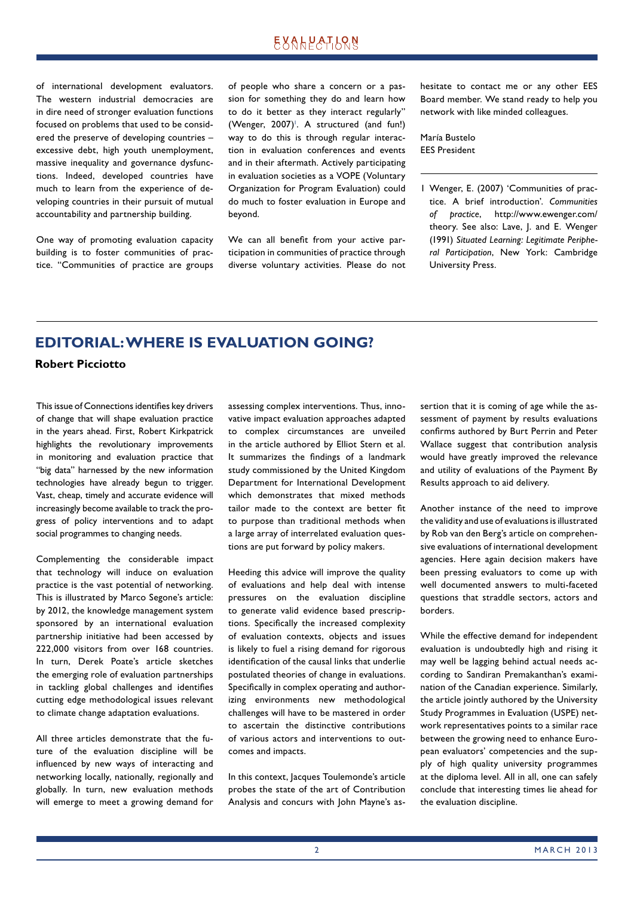of international development evaluators. The western industrial democracies are in dire need of stronger evaluation functions focused on problems that used to be considered the preserve of developing countries – excessive debt, high youth unemployment, massive inequality and governance dysfunctions. Indeed, developed countries have much to learn from the experience of developing countries in their pursuit of mutual accountability and partnership building.

One way of promoting evaluation capacity building is to foster communities of practice. "Communities of practice are groups of people who share a concern or a passion for something they do and learn how to do it better as they interact regularly" (Wenger, 2007)[1]. A structured (and fun!) way to do this is through regular interaction in evaluation conferences and events and in their aftermath. Actively participating in evaluation societies as a VOPE (Voluntary Organization for Program Evaluation) could do much to foster evaluation in Europe and beyond.

We can all benefit from your active participation in communities of practice through diverse voluntary activities. Please do not hesitate to contact me or any other EES Board member. We stand ready to help you network with like minded colleagues.

María Bustelo
EES President

1 Wenger, E. (2007) 'Communities of practice. A brief introduction'. *Communities of practice*, http://www.ewenger.com/theory. See also: Lave, J. and E. Wenger (1991) *Situated Learning: Legitimate Peripheral Participation*, New York: Cambridge University Press.

---

## EDITORIAL: WHERE IS EVALUATION GOING?

**Robert Picciotto**

This issue of Connections identifies key drivers of change that will shape evaluation practice in the years ahead. First, Robert Kirkpatrick highlights the revolutionary improvements in monitoring and evaluation practice that "big data" harnessed by the new information technologies have already begun to trigger. Vast, cheap, timely and accurate evidence will increasingly become available to track the progress of policy interventions and to adapt social programmes to changing needs.

Complementing the considerable impact that technology will induce on evaluation practice is the vast potential of networking. This is illustrated by Marco Segone's article: by 2012, the knowledge management system sponsored by an international evaluation partnership initiative had been accessed by 222,000 visitors from over 168 countries. In turn, Derek Poate's article sketches the emerging role of evaluation partnerships in tackling global challenges and identifies cutting edge methodological issues relevant to climate change adaptation evaluations.

All three articles demonstrate that the future of the evaluation discipline will be influenced by new ways of interacting and networking locally, nationally, regionally and globally. In turn, new evaluation methods will emerge to meet a growing demand for assessing complex interventions. Thus, innovative impact evaluation approaches adapted to complex circumstances are unveiled in the article authored by Elliot Stern et al. It summarizes the findings of a landmark study commissioned by the United Kingdom Department for International Development which demonstrates that mixed methods tailor made to the context are better fit to purpose than traditional methods when a large array of interrelated evaluation questions are put forward by policy makers.

Heeding this advice will improve the quality of evaluations and help deal with intense pressures on the evaluation discipline to generate valid evidence based prescriptions. Specifically the increased complexity of evaluation contexts, objects and issues is likely to fuel a rising demand for rigorous identification of the causal links that underlie postulated theories of change in evaluations. Specifically in complex operating and authorizing environments new methodological challenges will have to be mastered in order to ascertain the distinctive contributions of various actors and interventions to outcomes and impacts.

In this context, Jacques Toulemonde's article probes the state of the art of Contribution Analysis and concurs with John Mayne's assertion that it is coming of age while the assessment of payment by results evaluations confirms authored by Burt Perrin and Peter Wallace suggest that contribution analysis would have greatly improved the relevance and utility of evaluations of the Payment By Results approach to aid delivery.

Another instance of the need to improve the validity and use of evaluations is illustrated by Rob van den Berg's article on comprehensive evaluations of international development agencies. Here again decision makers have been pressing evaluators to come up with well documented answers to multi-faceted questions that straddle sectors, actors and borders.

While the effective demand for independent evaluation is undoubtedly high and rising it may well be lagging behind actual needs according to Sandiran Premakanthan's examination of the Canadian experience. Similarly, the article jointly authored by the University Study Programmes in Evaluation (USPE) network representatives points to a similar race between the growing need to enhance European evaluators' competencies and the supply of high quality university programmes at the diploma level. All in all, one can safely conclude that interesting times lie ahead for the evaluation discipline.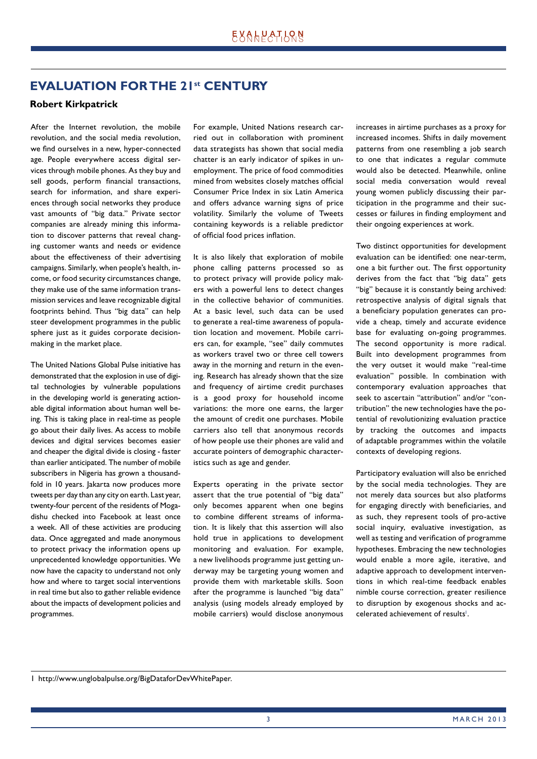# EVALUATION FOR THE 21st CENTURY

**Robert Kirkpatrick**

After the Internet revolution, the mobile revolution, and the social media revolution, we find ourselves in a new, hyper-connected age. People everywhere access digital services through mobile phones. As they buy and sell goods, perform financial transactions, search for information, and share experiences through social networks they produce vast amounts of "big data." Private sector companies are already mining this information to discover patterns that reveal changing customer wants and needs or evidence about the effectiveness of their advertising campaigns. Similarly, when people's health, income, or food security circumstances change, they make use of the same information transmission services and leave recognizable digital footprints behind. Thus "big data" can help steer development programmes in the public sphere just as it guides corporate decision-making in the market place.

The United Nations Global Pulse initiative has demonstrated that the explosion in use of digital technologies by vulnerable populations in the developing world is generating actionable digital information about human well being. This is taking place in real-time as people go about their daily lives. As access to mobile devices and digital services becomes easier and cheaper the digital divide is closing - faster than earlier anticipated. The number of mobile subscribers in Nigeria has grown a thousand-fold in 10 years. Jakarta now produces more tweets per day than any city on earth. Last year, twenty-four percent of the residents of Mogadishu checked into Facebook at least once a week. All of these activities are producing data. Once aggregated and made anonymous to protect privacy the information opens up unprecedented knowledge opportunities. We now have the capacity to understand not only how and where to target social interventions in real time but also to gather reliable evidence about the impacts of development policies and programmes.

For example, United Nations research carried out in collaboration with prominent data strategists has shown that social media chatter is an early indicator of spikes in unemployment. The price of food commodities mined from websites closely matches official Consumer Price Index in six Latin America and offers advance warning signs of price volatility. Similarly the volume of Tweets containing keywords is a reliable predictor of official food prices inflation.

It is also likely that exploration of mobile phone calling patterns processed so as to protect privacy will provide policy makers with a powerful lens to detect changes in the collective behavior of communities. At a basic level, such data can be used to generate a real-time awareness of population location and movement. Mobile carriers can, for example, "see" daily commutes as workers travel two or three cell towers away in the morning and return in the evening. Research has already shown that the size and frequency of airtime credit purchases is a good proxy for household income variations: the more one earns, the larger the amount of credit one purchases. Mobile carriers also tell that anonymous records of how people use their phones are valid and accurate pointers of demographic characteristics such as age and gender.

Experts operating in the private sector assert that the true potential of "big data" only becomes apparent when one begins to combine different streams of information. It is likely that this assertion will also hold true in applications to development monitoring and evaluation. For example, a new livelihoods programme just getting underway may be targeting young women and provide them with marketable skills. Soon after the programme is launched "big data" analysis (using models already employed by mobile carriers) would disclose anonymous increases in airtime purchases as a proxy for increased incomes. Shifts in daily movement patterns from one resembling a job search to one that indicates a regular commute would also be detected. Meanwhile, online social media conversation would reveal young women publicly discussing their participation in the programme and their successes or failures in finding employment and their ongoing experiences at work.

Two distinct opportunities for development evaluation can be identified: one near-term, one a bit further out. The first opportunity derives from the fact that "big data" gets "big" because it is constantly being archived: retrospective analysis of digital signals that a beneficiary population generates can provide a cheap, timely and accurate evidence base for evaluating on-going programmes. The second opportunity is more radical. Built into development programmes from the very outset it would make "real-time evaluation" possible. In combination with contemporary evaluation approaches that seek to ascertain "attribution" and/or "contribution" the new technologies have the potential of revolutionizing evaluation practice by tracking the outcomes and impacts of adaptable programmes within the volatile contexts of developing regions.

Participatory evaluation will also be enriched by the social media technologies. They are not merely data sources but also platforms for engaging directly with beneficiaries, and as such, they represent tools of pro-active social inquiry, evaluative investigation, as well as testing and verification of programme hypotheses. Embracing the new technologies would enable a more agile, iterative, and adaptive approach to development interventions in which real-time feedback enables nimble course correction, greater resilience to disruption by exogenous shocks and accelerated achievement of results[1].

---

1 http://www.unglobalpulse.org/BigDataforDevWhitePaper.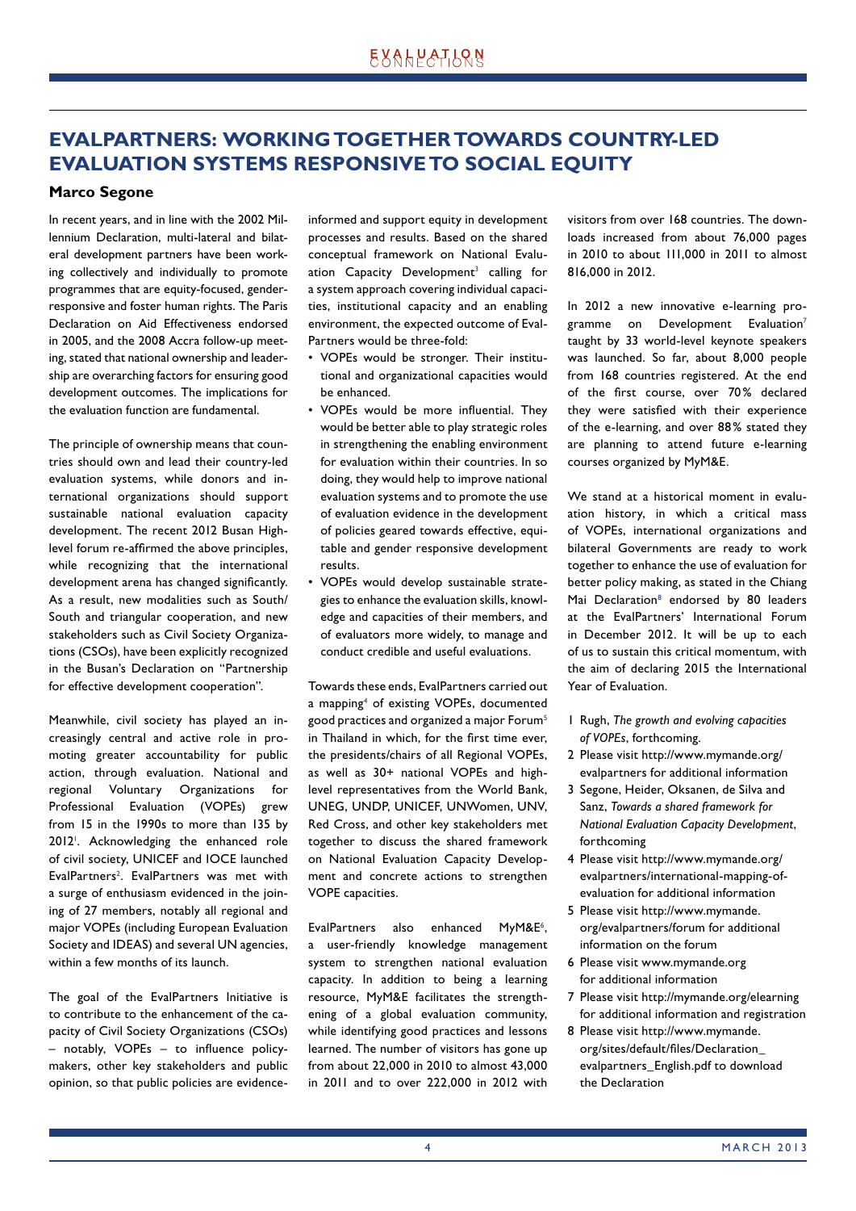# EVALPARTNERS: WORKING TOGETHER TOWARDS COUNTRY-LED EVALUATION SYSTEMS RESPONSIVE TO SOCIAL EQUITY

**Marco Segone**

In recent years, and in line with the 2002 Millennium Declaration, multi-lateral and bilateral development partners have been working collectively and individually to promote programmes that are equity-focused, gender-responsive and foster human rights. The Paris Declaration on Aid Effectiveness endorsed in 2005, and the 2008 Accra follow-up meeting, stated that national ownership and leadership are overarching factors for ensuring good development outcomes. The implications for the evaluation function are fundamental.

The principle of ownership means that countries should own and lead their country-led evaluation systems, while donors and international organizations should support sustainable national evaluation capacity development. The recent 2012 Busan High-level forum re-affirmed the above principles, while recognizing that the international development arena has changed significantly. As a result, new modalities such as South/South and triangular cooperation, and new stakeholders such as Civil Society Organizations (CSOs), have been explicitly recognized in the Busan's Declaration on "Partnership for effective development cooperation".

Meanwhile, civil society has played an increasingly central and active role in promoting greater accountability for public action, through evaluation. National and regional Voluntary Organizations for Professional Evaluation (VOPEs) grew from 15 in the 1990s to more than 135 by 2012[1]. Acknowledging the enhanced role of civil society, UNICEF and IOCE launched EvalPartners[2]. EvalPartners was met with a surge of enthusiasm evidenced in the joining of 27 members, notably all regional and major VOPEs (including European Evaluation Society and IDEAS) and several UN agencies, within a few months of its launch.

The goal of the EvalPartners Initiative is to contribute to the enhancement of the capacity of Civil Society Organizations (CSOs) – notably, VOPEs – to influence policy-makers, other key stakeholders and public opinion, so that public policies are evidence-informed and support equity in development processes and results. Based on the shared conceptual framework on National Evaluation Capacity Development[3] calling for a system approach covering individual capacities, institutional capacity and an enabling environment, the expected outcome of EvalPartners would be three-fold:

- VOPEs would be stronger. Their institutional and organizational capacities would be enhanced.
- VOPEs would be more influential. They would be better able to play strategic roles in strengthening the enabling environment for evaluation within their countries. In so doing, they would help to improve national evaluation systems and to promote the use of evaluation evidence in the development of policies geared towards effective, equitable and gender responsive development results.
- VOPEs would develop sustainable strategies to enhance the evaluation skills, knowledge and capacities of their members, and of evaluators more widely, to manage and conduct credible and useful evaluations.

Towards these ends, EvalPartners carried out a mapping[4] of existing VOPEs, documented good practices and organized a major Forum[5] in Thailand in which, for the first time ever, the presidents/chairs of all Regional VOPEs, as well as 30+ national VOPEs and high-level representatives from the World Bank, UNEG, UNDP, UNICEF, UNWomen, UNV, Red Cross, and other key stakeholders met together to discuss the shared framework on National Evaluation Capacity Development and concrete actions to strengthen VOPE capacities.

EvalPartners also enhanced MyM&E[6], a user-friendly knowledge management system to strengthen national evaluation capacity. In addition to being a learning resource, MyM&E facilitates the strengthening of a global evaluation community, while identifying good practices and lessons learned. The number of visitors has gone up from about 22,000 in 2010 to almost 43,000 in 2011 and to over 222,000 in 2012 with visitors from over 168 countries. The downloads increased from about 76,000 pages in 2010 to about 111,000 in 2011 to almost 816,000 in 2012.

In 2012 a new innovative e-learning programme on Development Evaluation[7] taught by 33 world-level keynote speakers was launched. So far, about 8,000 people from 168 countries registered. At the end of the first course, over 70% declared they were satisfied with their experience of the e-learning, and over 88% stated they are planning to attend future e-learning courses organized by MyM&E.

We stand at a historical moment in evaluation history, in which a critical mass of VOPEs, international organizations and bilateral Governments are ready to work together to enhance the use of evaluation for better policy making, as stated in the Chiang Mai Declaration[8] endorsed by 80 leaders at the EvalPartners' International Forum in December 2012. It will be up to each of us to sustain this critical momentum, with the aim of declaring 2015 the International Year of Evaluation.

1. Rugh, *The growth and evolving capacities of VOPEs*, forthcoming.
2. Please visit http://www.mymande.org/evalpartners for additional information
3. Segone, Heider, Oksanen, de Silva and Sanz, *Towards a shared framework for National Evaluation Capacity Development*, forthcoming
4. Please visit http://www.mymande.org/evalpartners/international-mapping-of-evaluation for additional information
5. Please visit http://www.mymande.org/evalpartners/forum for additional information on the forum
6. Please visit www.mymande.org for additional information
7. Please visit http://mymande.org/elearning for additional information and registration
8. Please visit http://www.mymande.org/sites/default/files/Declaration_evalpartners_English.pdf to download the Declaration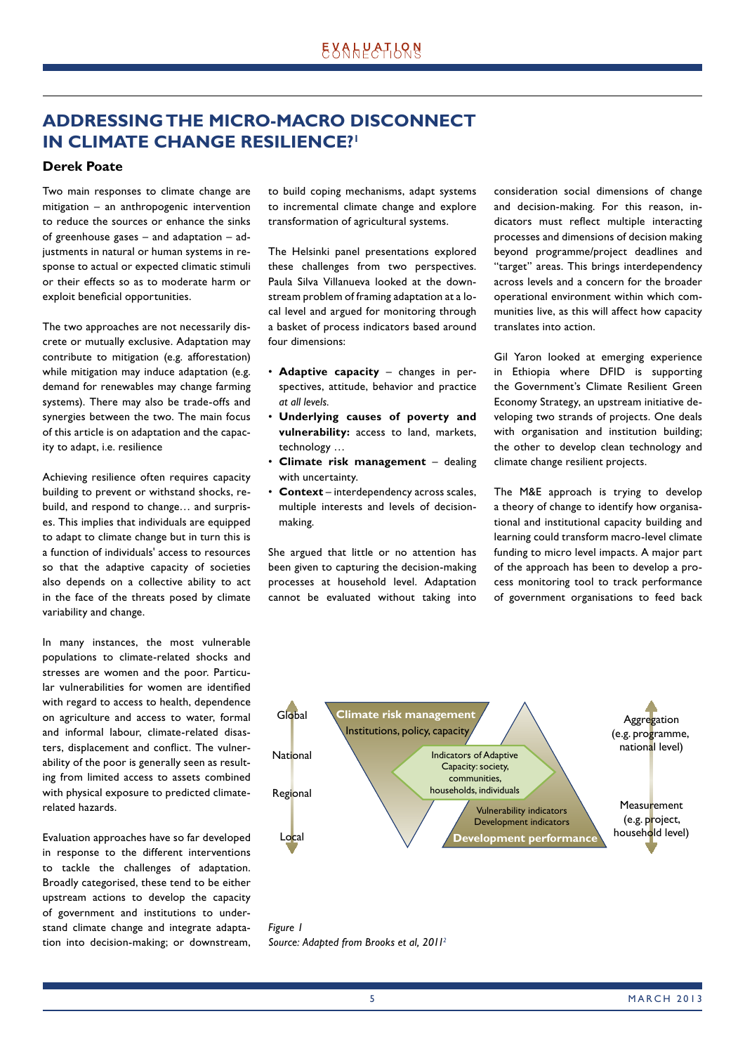# ADDRESSING THE MICRO-MACRO DISCONNECT IN CLIMATE CHANGE RESILIENCE?[1]

**Derek Poate**

Two main responses to climate change are mitigation – an anthropogenic intervention to reduce the sources or enhance the sinks of greenhouse gases – and adaptation – adjustments in natural or human systems in response to actual or expected climatic stimuli or their effects so as to moderate harm or exploit beneficial opportunities.

The two approaches are not necessarily discrete or mutually exclusive. Adaptation may contribute to mitigation (e.g. afforestation) while mitigation may induce adaptation (e.g. demand for renewables may change farming systems). There may also be trade-offs and synergies between the two. The main focus of this article is on adaptation and the capacity to adapt, i.e. resilience

Achieving resilience often requires capacity building to prevent or withstand shocks, rebuild, and respond to change… and surprises. This implies that individuals are equipped to adapt to climate change but in turn this is a function of individuals' access to resources so that the adaptive capacity of societies also depends on a collective ability to act in the face of the threats posed by climate variability and change.

In many instances, the most vulnerable populations to climate-related shocks and stresses are women and the poor. Particular vulnerabilities for women are identified with regard to access to health, dependence on agriculture and access to water, formal and informal labour, climate-related disasters, displacement and conflict. The vulnerability of the poor is generally seen as resulting from limited access to assets combined with physical exposure to predicted climate-related hazards.

Evaluation approaches have so far developed in response to the different interventions to tackle the challenges of adaptation. Broadly categorised, these tend to be either upstream actions to develop the capacity of government and institutions to understand climate change and integrate adaptation into decision-making; or downstream, to build coping mechanisms, adapt systems to incremental climate change and explore transformation of agricultural systems.

The Helsinki panel presentations explored these challenges from two perspectives. Paula Silva Villanueva looked at the downstream problem of framing adaptation at a local level and argued for monitoring through a basket of process indicators based around four dimensions:

- **Adaptive capacity** – changes in perspectives, attitude, behavior and practice *at all levels.*
- **Underlying causes of poverty and vulnerability:** access to land, markets, technology …
- **Climate risk management** – dealing with uncertainty.
- **Context** – interdependency across scales, multiple interests and levels of decision-making.

She argued that little or no attention has been given to capturing the decision-making processes at household level. Adaptation cannot be evaluated without taking into consideration social dimensions of change and decision-making. For this reason, indicators must reflect multiple interacting processes and dimensions of decision making beyond programme/project deadlines and "target" areas. This brings interdependency across levels and a concern for the broader operational environment within which communities live, as this will affect how capacity translates into action.

Gil Yaron looked at emerging experience in Ethiopia where DFID is supporting the Government's Climate Resilient Green Economy Strategy, an upstream initiative developing two strands of projects. One deals with organisation and institution building; the other to develop clean technology and climate change resilient projects.

The M&E approach is trying to develop a theory of change to identify how organisational and institutional capacity building and learning could transform macro-level climate funding to micro level impacts. A major part of the approach has been to develop a process monitoring tool to track performance of government organisations to feed back

Global | National | Regional | Local

**Climate risk management** — Institutions, policy, capacity

Indicators of Adaptive Capacity: society, communities, households, individuals

Vulnerability indicators — Development indicators — **Development performance**

Aggregation (e.g. programme, national level)

Measurement (e.g. project, household level)

*Figure 1*
*Source: Adapted from Brooks et al, 2011[2]*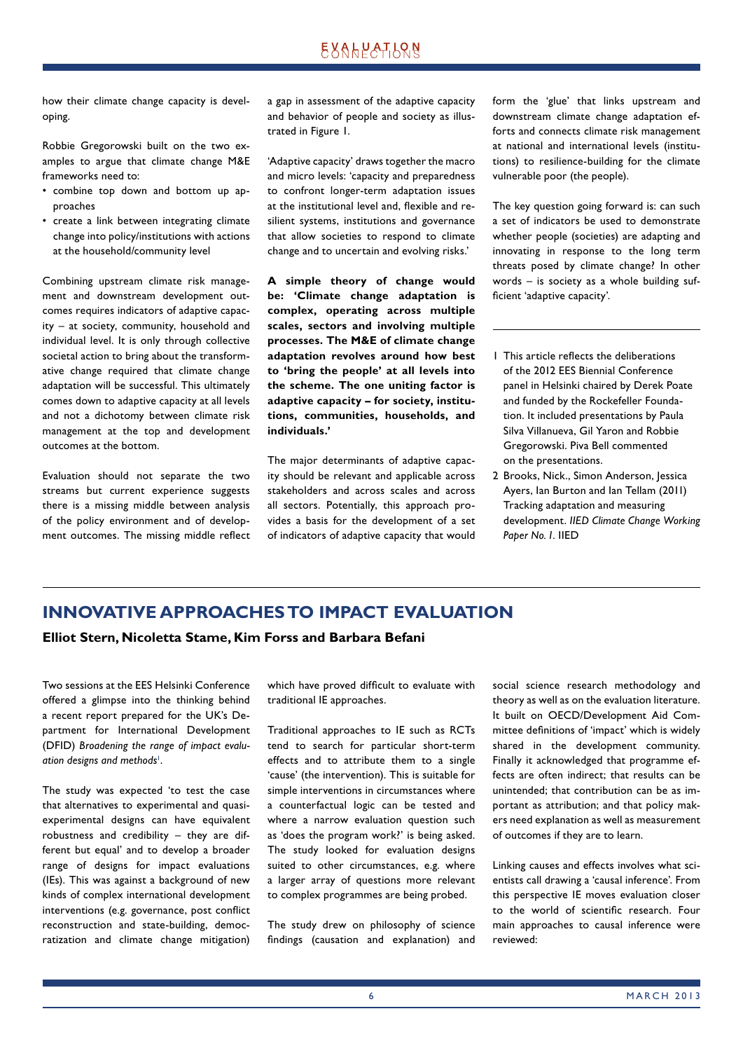how their climate change capacity is developing.

Robbie Gregorowski built on the two examples to argue that climate change M&E frameworks need to:

- combine top down and bottom up approaches
- create a link between integrating climate change into policy/institutions with actions at the household/community level

Combining upstream climate risk management and downstream development outcomes requires indicators of adaptive capacity – at society, community, household and individual level. It is only through collective societal action to bring about the transformative change required that climate change adaptation will be successful. This ultimately comes down to adaptive capacity at all levels and not a dichotomy between climate risk management at the top and development outcomes at the bottom.

Evaluation should not separate the two streams but current experience suggests there is a missing middle between analysis of the policy environment and of development outcomes. The missing middle reflect a gap in assessment of the adaptive capacity and behavior of people and society as illustrated in Figure 1.

'Adaptive capacity' draws together the macro and micro levels: 'capacity and preparedness to confront longer-term adaptation issues at the institutional level and, flexible and resilient systems, institutions and governance that allow societies to respond to climate change and to uncertain and evolving risks.'

**A simple theory of change would be: 'Climate change adaptation is complex, operating across multiple scales, sectors and involving multiple processes. The M&E of climate change adaptation revolves around how best to 'bring the people' at all levels into the scheme. The one uniting factor is adaptive capacity – for society, institutions, communities, households, and individuals.'**

The major determinants of adaptive capacity should be relevant and applicable across stakeholders and across scales and across all sectors. Potentially, this approach provides a basis for the development of a set of indicators of adaptive capacity that would form the 'glue' that links upstream and downstream climate change adaptation efforts and connects climate risk management at national and international levels (institutions) to resilience-building for the climate vulnerable poor (the people).

The key question going forward is: can such a set of indicators be used to demonstrate whether people (societies) are adapting and innovating in response to the long term threats posed by climate change? In other words – is society as a whole building sufficient 'adaptive capacity'.

---

1 This article reflects the deliberations of the 2012 EES Biennial Conference panel in Helsinki chaired by Derek Poate and funded by the Rockefeller Foundation. It included presentations by Paula Silva Villanueva, Gil Yaron and Robbie Gregorowski. Piva Bell commented on the presentations.

2 Brooks, Nick., Simon Anderson, Jessica Ayers, Ian Burton and Ian Tellam (2011) Tracking adaptation and measuring development. *IIED Climate Change Working Paper No. 1*. IIED

## INNOVATIVE APPROACHES TO IMPACT EVALUATION

**Elliot Stern, Nicoletta Stame, Kim Forss and Barbara Befani**

Two sessions at the EES Helsinki Conference offered a glimpse into the thinking behind a recent report prepared for the UK's Department for International Development (DFID) *Broadening the range of impact evaluation designs and methods*[1].

The study was expected 'to test the case that alternatives to experimental and quasi-experimental designs can have equivalent robustness and credibility – they are different but equal' and to develop a broader range of designs for impact evaluations (IEs). This was against a background of new kinds of complex international development interventions (e.g. governance, post conflict reconstruction and state-building, democratization and climate change mitigation) which have proved difficult to evaluate with traditional IE approaches.

Traditional approaches to IE such as RCTs tend to search for particular short-term effects and to attribute them to a single 'cause' (the intervention). This is suitable for simple interventions in circumstances where a counterfactual logic can be tested and where a narrow evaluation question such as 'does the program work?' is being asked. The study looked for evaluation designs suited to other circumstances, e.g. where a larger array of questions more relevant to complex programmes are being probed.

The study drew on philosophy of science findings (causation and explanation) and social science research methodology and theory as well as on the evaluation literature. It built on OECD/Development Aid Committee definitions of 'impact' which is widely shared in the development community. Finally it acknowledged that programme effects are often indirect; that results can be unintended; that contribution can be as important as attribution; and that policy makers need explanation as well as measurement of outcomes if they are to learn.

Linking causes and effects involves what scientists call drawing a 'causal inference'. From this perspective IE moves evaluation closer to the world of scientific research. Four main approaches to causal inference were reviewed: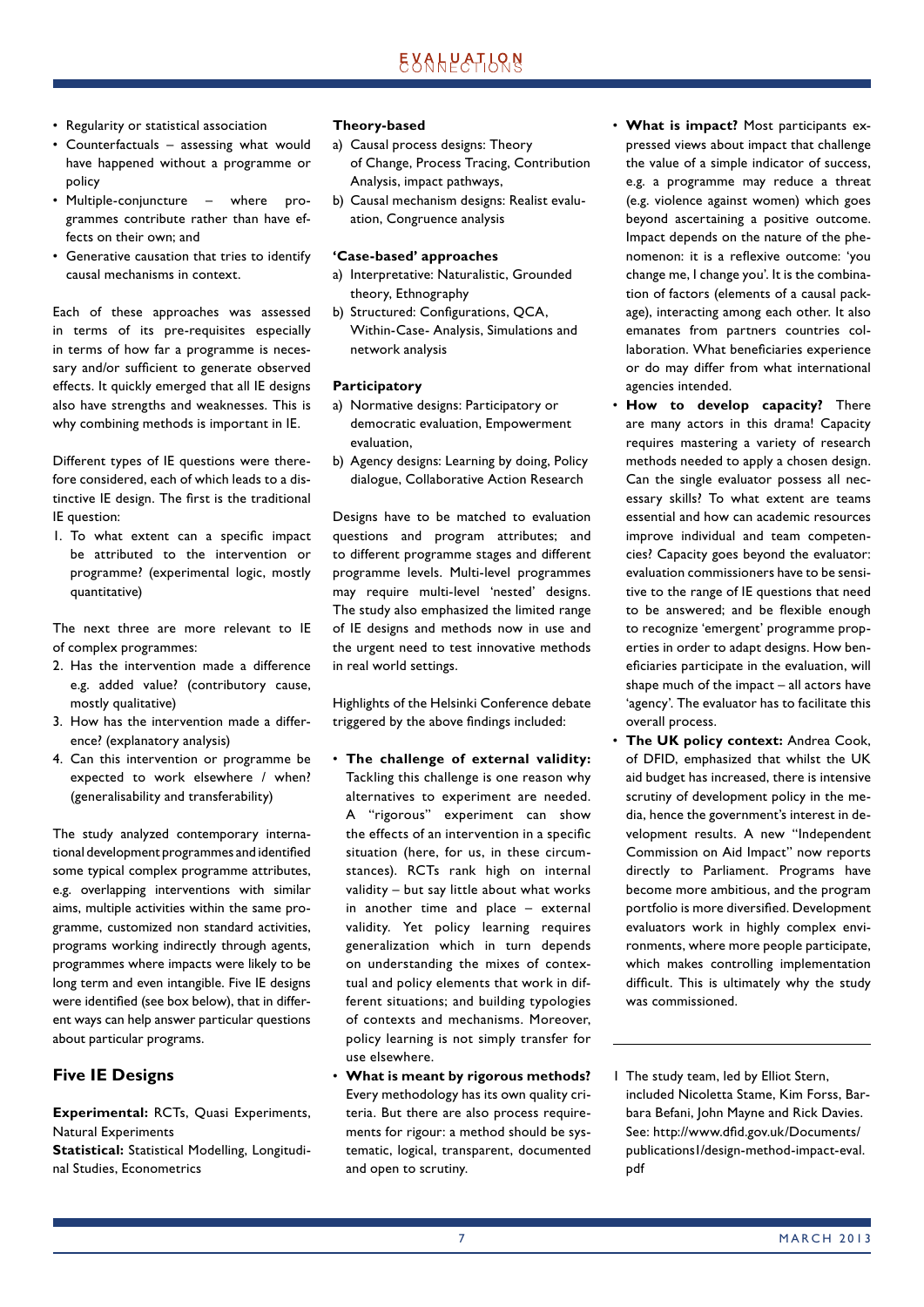- Regularity or statistical association
- Counterfactuals – assessing what would have happened without a programme or policy
- Multiple-conjuncture – where programmes contribute rather than have effects on their own; and
- Generative causation that tries to identify causal mechanisms in context.

Each of these approaches was assessed in terms of its pre-requisites especially in terms of how far a programme is necessary and/or sufficient to generate observed effects. It quickly emerged that all IE designs also have strengths and weaknesses. This is why combining methods is important in IE.

Different types of IE questions were therefore considered, each of which leads to a distinctive IE design. The first is the traditional IE question:

1. To what extent can a specific impact be attributed to the intervention or programme? (experimental logic, mostly quantitative)

The next three are more relevant to IE of complex programmes:

2. Has the intervention made a difference e.g. added value? (contributory cause, mostly qualitative)
3. How has the intervention made a difference? (explanatory analysis)
4. Can this intervention or programme be expected to work elsewhere / when? (generalisability and transferability)

The study analyzed contemporary international development programmes and identified some typical complex programme attributes, e.g. overlapping interventions with similar aims, multiple activities within the same programme, customized non standard activities, programs working indirectly through agents, programmes where impacts were likely to be long term and even intangible. Five IE designs were identified (see box below), that in different ways can help answer particular questions about particular programs.

## Five IE Designs

**Experimental:** RCTs, Quasi Experiments, Natural Experiments

**Statistical:** Statistical Modelling, Longitudinal Studies, Econometrics

**Theory-based**

a) Causal process designs: Theory of Change, Process Tracing, Contribution Analysis, impact pathways,
b) Causal mechanism designs: Realist evaluation, Congruence analysis

**'Case-based' approaches**

a) Interpretative: Naturalistic, Grounded theory, Ethnography
b) Structured: Configurations, QCA, Within-Case- Analysis, Simulations and network analysis

**Participatory**

a) Normative designs: Participatory or democratic evaluation, Empowerment evaluation,
b) Agency designs: Learning by doing, Policy dialogue, Collaborative Action Research

Designs have to be matched to evaluation questions and program attributes; and to different programme stages and different programme levels. Multi-level programmes may require multi-level 'nested' designs. The study emphasized the limited range of IE designs and methods now in use and the urgent need to test innovative methods in real world settings.

Highlights of the Helsinki Conference debate triggered by the above findings included:

- **The challenge of external validity:** Tackling this challenge is one reason why alternatives to experiment are needed. A "rigorous" experiment can show the effects of an intervention in a specific situation (here, for us, in these circumstances). RCTs rank high on internal validity – but say little about what works in another time and place – external validity. Yet policy learning requires generalization which in turn depends on understanding the mixes of contextual and policy elements that work in different situations; and building typologies of contexts and mechanisms. Moreover, policy learning is not simply transfer for use elsewhere.
- **What is meant by rigorous methods?** Every methodology has its own quality criteria. But there are also process requirements for rigour: a method should be systematic, logical, transparent, documented and open to scrutiny.
- **What is impact?** Most participants expressed views about impact that challenge the value of a simple indicator of success, e.g. a programme may reduce a threat (e.g. violence against women) which goes beyond ascertaining a positive outcome. Impact depends on the nature of the phenomenon: it is a reflexive outcome: 'you change me, I change you'. It is the combination of factors (elements of a causal package), interacting among each other. It also emanates from partners countries collaboration. What beneficiaries experience or do may differ from what international agencies intended.
- **How to develop capacity?** There are many actors in this drama! Capacity requires mastering a variety of research methods needed to apply a chosen design. Can the single evaluator possess all necessary skills? To what extent are teams essential and how can academic resources improve individual and team competencies? Capacity goes beyond the evaluator: evaluation commissioners have to be sensitive to the range of IE questions that need to be answered; and be flexible enough to recognize 'emergent' programme properties in order to adapt designs. How beneficiaries participate in the evaluation, will shape much of the impact – all actors have 'agency'. The evaluator has to facilitate this overall process.
- **The UK policy context:** Andrea Cook, of DFID, emphasized that whilst the UK aid budget has increased, there is intensive scrutiny of development policy in the media, hence the government's interest in development results. A new "Independent Commission on Aid Impact" now reports directly to Parliament. Programs have become more ambitious, and the program portfolio is more diversified. Development evaluators work in highly complex environments, where more people participate, which makes controlling implementation difficult. This is ultimately why the study was commissioned.

---

1 The study team, led by Elliot Stern, included Nicoletta Stame, Kim Forss, Barbara Befani, John Mayne and Rick Davies. See: http://www.dfid.gov.uk/Documents/publications1/design-method-impact-eval.pdf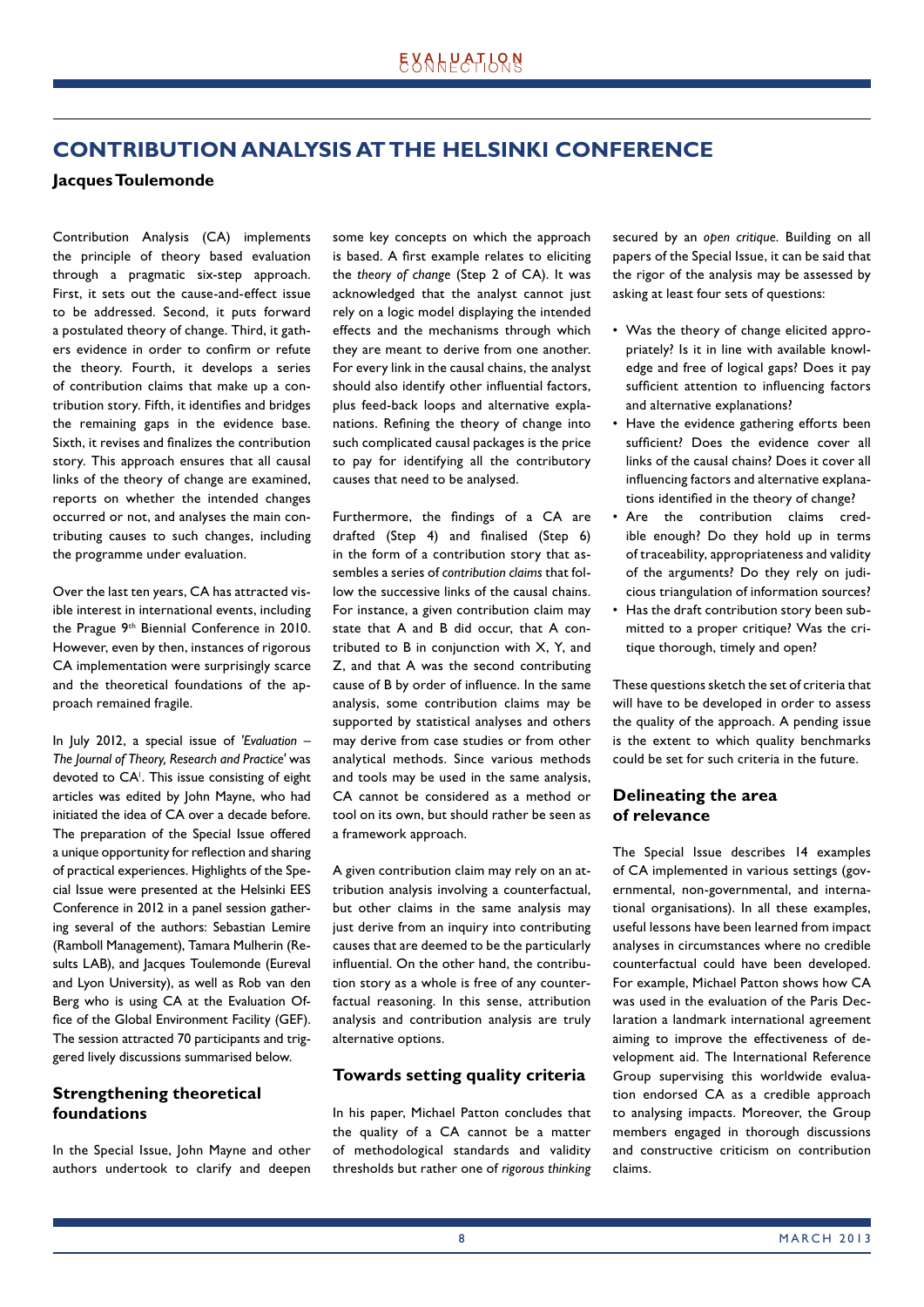## CONTRIBUTION ANALYSIS AT THE HELSINKI CONFERENCE

**Jacques Toulemonde**

Contribution Analysis (CA) implements the principle of theory based evaluation through a pragmatic six-step approach. First, it sets out the cause-and-effect issue to be addressed. Second, it puts forward a postulated theory of change. Third, it gathers evidence in order to confirm or refute the theory. Fourth, it develops a series of contribution claims that make up a contribution story. Fifth, it identifies and bridges the remaining gaps in the evidence base. Sixth, it revises and finalizes the contribution story. This approach ensures that all causal links of the theory of change are examined, reports on whether the intended changes occurred or not, and analyses the main contributing causes to such changes, including the programme under evaluation.

Over the last ten years, CA has attracted visible interest in international events, including the Prague 9th Biennial Conference in 2010. However, even by then, instances of rigorous CA implementation were surprisingly scarce and the theoretical foundations of the approach remained fragile.

In July 2012, a special issue of *'Evaluation – The Journal of Theory, Research and Practice'* was devoted to CA[i]. This issue consisting of eight articles was edited by John Mayne, who had initiated the idea of CA over a decade before. The preparation of the Special Issue offered a unique opportunity for reflection and sharing of practical experiences. Highlights of the Special Issue were presented at the Helsinki EES Conference in 2012 in a panel session gathering several of the authors: Sebastian Lemire (Ramboll Management), Tamara Mulherin (Results LAB), and Jacques Toulemonde (Eureval and Lyon University), as well as Rob van den Berg who is using CA at the Evaluation Office of the Global Environment Facility (GEF). The session attracted 70 participants and triggered lively discussions summarised below.

### Strengthening theoretical foundations

In the Special Issue, John Mayne and other authors undertook to clarify and deepen some key concepts on which the approach is based. A first example relates to eliciting the *theory of change* (Step 2 of CA). It was acknowledged that the analyst cannot just rely on a logic model displaying the intended effects and the mechanisms through which they are meant to derive from one another. For every link in the causal chains, the analyst should also identify other influential factors, plus feed-back loops and alternative explanations. Refining the theory of change into such complicated causal packages is the price to pay for identifying all the contributory causes that need to be analysed.

Furthermore, the findings of a CA are drafted (Step 4) and finalised (Step 6) in the form of a contribution story that assembles a series of *contribution claims* that follow the successive links of the causal chains. For instance, a given contribution claim may state that A and B did occur, that A contributed to B in conjunction with X, Y, and Z, and that A was the second contributing cause of B by order of influence. In the same analysis, some contribution claims may be supported by statistical analyses and others may derive from case studies or from other analytical methods. Since various methods and tools may be used in the same analysis, CA cannot be considered as a method or tool on its own, but should rather be seen as a framework approach.

A given contribution claim may rely on an attribution analysis involving a counterfactual, but other claims in the same analysis may just derive from an inquiry into contributing causes that are deemed to be the particularly influential. On the other hand, the contribution story as a whole is free of any counterfactual reasoning. In this sense, attribution analysis and contribution analysis are truly alternative options.

### Towards setting quality criteria

In his paper, Michael Patton concludes that the quality of a CA cannot be a matter of methodological standards and validity thresholds but rather one of *rigorous thinking* secured by an *open critique*. Building on all papers of the Special Issue, it can be said that the rigor of the analysis may be assessed by asking at least four sets of questions:

- Was the theory of change elicited appropriately? Is it in line with available knowledge and free of logical gaps? Does it pay sufficient attention to influencing factors and alternative explanations?
- Have the evidence gathering efforts been sufficient? Does the evidence cover all links of the causal chains? Does it cover all influencing factors and alternative explanations identified in the theory of change?
- Are the contribution claims credible enough? Do they hold up in terms of traceability, appropriateness and validity of the arguments? Do they rely on judicious triangulation of information sources?
- Has the draft contribution story been submitted to a proper critique? Was the critique thorough, timely and open?

These questions sketch the set of criteria that will have to be developed in order to assess the quality of the approach. A pending issue is the extent to which quality benchmarks could be set for such criteria in the future.

### Delineating the area of relevance

The Special Issue describes 14 examples of CA implemented in various settings (governmental, non-governmental, and international organisations). In all these examples, useful lessons have been learned from impact analyses in circumstances where no credible counterfactual could have been developed. For example, Michael Patton shows how CA was used in the evaluation of the Paris Declaration a landmark international agreement aiming to improve the effectiveness of development aid. The International Reference Group supervising this worldwide evaluation endorsed CA as a credible approach to analysing impacts. Moreover, the Group members engaged in thorough discussions and constructive criticism on contribution claims.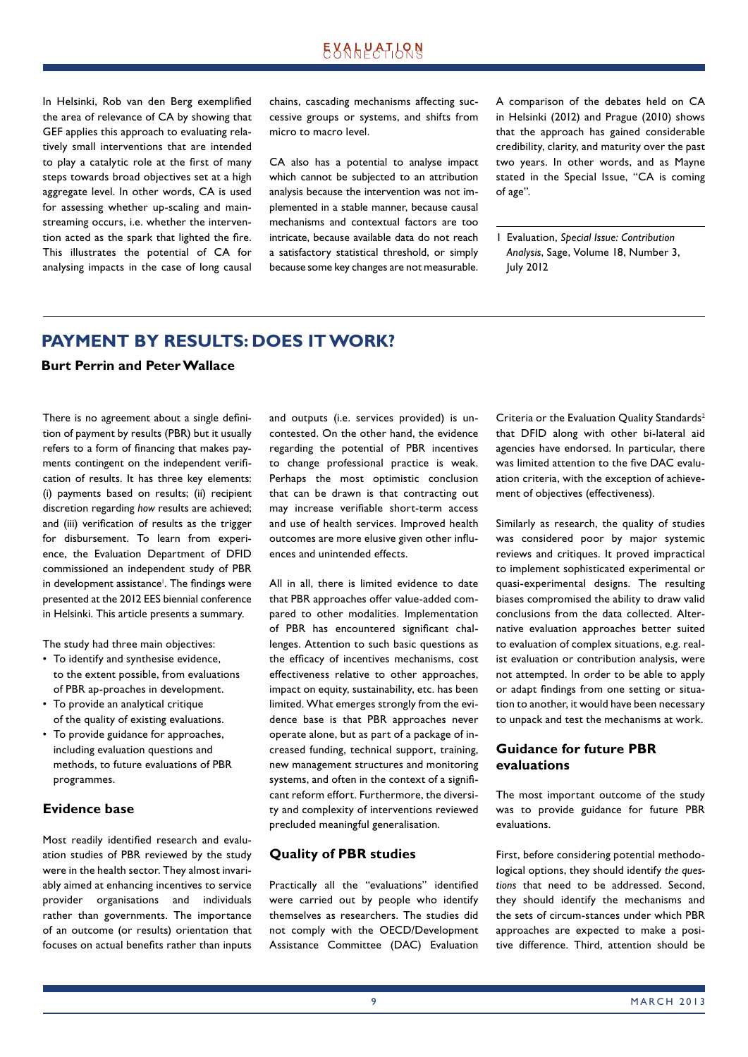In Helsinki, Rob van den Berg exemplified the area of relevance of CA by showing that GEF applies this approach to evaluating relatively small interventions that are intended to play a catalytic role at the first of many steps towards broad objectives set at a high aggregate level. In other words, CA is used for assessing whether up-scaling and mainstreaming occurs, i.e. whether the intervention acted as the spark that lighted the fire. This illustrates the potential of CA for analysing impacts in the case of long causal chains, cascading mechanisms affecting successive groups or systems, and shifts from micro to macro level.

CA also has a potential to analyse impact which cannot be subjected to an attribution analysis because the intervention was not implemented in a stable manner, because causal mechanisms and contextual factors are too intricate, because available data do not reach a satisfactory statistical threshold, or simply because some key changes are not measurable.

A comparison of the debates held on CA in Helsinki (2012) and Prague (2010) shows that the approach has gained considerable credibility, clarity, and maturity over the past two years. In other words, and as Mayne stated in the Special Issue, "CA is coming of age".

1 Evaluation, *Special Issue: Contribution Analysis*, Sage, Volume 18, Number 3, July 2012

## PAYMENT BY RESULTS: DOES IT WORK?

**Burt Perrin and Peter Wallace**

There is no agreement about a single definition of payment by results (PBR) but it usually refers to a form of financing that makes payments contingent on the independent verification of results. It has three key elements: (i) payments based on results; (ii) recipient discretion regarding *how* results are achieved; and (iii) verification of results as the trigger for disbursement. To learn from experience, the Evaluation Department of DFID commissioned an independent study of PBR in development assistance[1]. The findings were presented at the 2012 EES biennial conference in Helsinki. This article presents a summary.

The study had three main objectives:

- To identify and synthesise evidence, to the extent possible, from evaluations of PBR ap-proaches in development.
- To provide an analytical critique of the quality of existing evaluations.
- To provide guidance for approaches, including evaluation questions and methods, to future evaluations of PBR programmes.

### Evidence base

Most readily identified research and evaluation studies of PBR reviewed by the study were in the health sector. They almost invariably aimed at enhancing incentives to service provider organisations and individuals rather than governments. The importance of an outcome (or results) orientation that focuses on actual benefits rather than inputs and outputs (i.e. services provided) is uncontested. On the other hand, the evidence regarding the potential of PBR incentives to change professional practice is weak. Perhaps the most optimistic conclusion that can be drawn is that contracting out may increase verifiable short-term access and use of health services. Improved health outcomes are more elusive given other influences and unintended effects.

All in all, there is limited evidence to date that PBR approaches offer value-added compared to other modalities. Implementation of PBR has encountered significant challenges. Attention to such basic questions as the efficacy of incentives mechanisms, cost effectiveness relative to other approaches, impact on equity, sustainability, etc. has been limited. What emerges strongly from the evidence base is that PBR approaches never operate alone, but as part of a package of increased funding, technical support, training, new management structures and monitoring systems, and often in the context of a significant reform effort. Furthermore, the diversity and complexity of interventions reviewed precluded meaningful generalisation.

### Quality of PBR studies

Practically all the "evaluations" identified were carried out by people who identify themselves as researchers. The studies did not comply with the OECD/Development Assistance Committee (DAC) Evaluation Criteria or the Evaluation Quality Standards[2] that DFID along with other bi-lateral aid agencies have endorsed. In particular, there was limited attention to the five DAC evaluation criteria, with the exception of achievement of objectives (effectiveness).

Similarly as research, the quality of studies was considered poor by major systemic reviews and critiques. It proved impractical to implement sophisticated experimental or quasi-experimental designs. The resulting biases compromised the ability to draw valid conclusions from the data collected. Alternative evaluation approaches better suited to evaluation of complex situations, e.g. realist evaluation or contribution analysis, were not attempted. In order to be able to apply or adapt findings from one setting or situation to another, it would have been necessary to unpack and test the mechanisms at work.

### Guidance for future PBR evaluations

The most important outcome of the study was to provide guidance for future PBR evaluations.

First, before considering potential methodological options, they should identify *the questions* that need to be addressed. Second, they should identify the mechanisms and the sets of circum-stances under which PBR approaches are expected to make a positive difference. Third, attention should be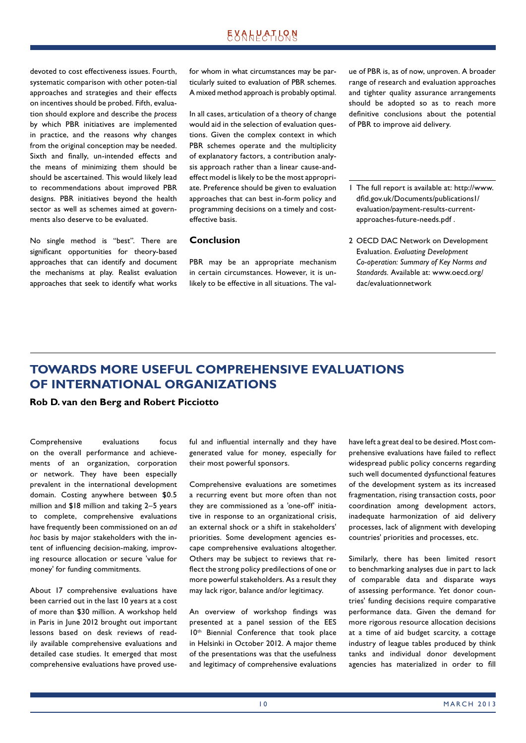devoted to cost effectiveness issues. Fourth, systematic comparison with other poten-tial approaches and strategies and their effects on incentives should be probed. Fifth, evaluation should explore and describe the *process* by which PBR initiatives are implemented in practice, and the reasons why changes from the original conception may be needed. Sixth and finally, un-intended effects and the means of minimizing them should be should be ascertained. This would likely lead to recommendations about improved PBR designs. PBR initiatives beyond the health sector as well as schemes aimed at governments also deserve to be evaluated.

No single method is "best". There are significant opportunities for theory-based approaches that can identify and document the mechanisms at play. Realist evaluation approaches that seek to identify what works for whom in what circumstances may be particularly suited to evaluation of PBR schemes. A mixed method approach is probably optimal.

In all cases, articulation of a theory of change would aid in the selection of evaluation questions. Given the complex context in which PBR schemes operate and the multiplicity of explanatory factors, a contribution analysis approach rather than a linear cause-and-effect model is likely to be the most appropriate. Preference should be given to evaluation approaches that can best in-form policy and programming decisions on a timely and cost-effective basis.

### Conclusion

PBR may be an appropriate mechanism in certain circumstances. However, it is unlikely to be effective in all situations. The value of PBR is, as of now, unproven. A broader range of research and evaluation approaches and tighter quality assurance arrangements should be adopted so as to reach more definitive conclusions about the potential of PBR to improve aid delivery.

1 The full report is available at: http://www.dfid.gov.uk/Documents/publications1/evaluation/payment-results-current-approaches-future-needs.pdf .

2 OECD DAC Network on Development Evaluation. *Evaluating Development Co-operation: Summary of Key Norms and Standards.* Available at: www.oecd.org/dac/evaluationnetwork

## TOWARDS MORE USEFUL COMPREHENSIVE EVALUATIONS OF INTERNATIONAL ORGANIZATIONS

**Rob D. van den Berg and Robert Picciotto**

Comprehensive evaluations focus on the overall performance and achievements of an organization, corporation or network. They have been especially prevalent in the international development domain. Costing anywhere between $0.5 million and $18 million and taking 2–5 years to complete, comprehensive evaluations have frequently been commissioned on an *ad hoc* basis by major stakeholders with the intent of influencing decision-making, improving resource allocation or secure 'value for money' for funding commitments.

About 17 comprehensive evaluations have been carried out in the last 10 years at a cost of more than $30 million. A workshop held in Paris in June 2012 brought out important lessons based on desk reviews of readily available comprehensive evaluations and detailed case studies. It emerged that most comprehensive evaluations have proved useful and influential internally and they have generated value for money, especially for their most powerful sponsors.

Comprehensive evaluations are sometimes a recurring event but more often than not they are commissioned as a 'one-off' initiative in response to an organizational crisis, an external shock or a shift in stakeholders' priorities. Some development agencies escape comprehensive evaluations altogether. Others may be subject to reviews that reflect the strong policy predilections of one or more powerful stakeholders. As a result they may lack rigor, balance and/or legitimacy.

An overview of workshop findings was presented at a panel session of the EES 10th Biennial Conference that took place in Helsinki in October 2012. A major theme of the presentations was that the usefulness and legitimacy of comprehensive evaluations have left a great deal to be desired. Most comprehensive evaluations have failed to reflect widespread public policy concerns regarding such well documented dysfunctional features of the development system as its increased fragmentation, rising transaction costs, poor coordination among development actors, inadequate harmonization of aid delivery processes, lack of alignment with developing countries' priorities and processes, etc.

Similarly, there has been limited resort to benchmarking analyses due in part to lack of comparable data and disparate ways of assessing performance. Yet donor countries' funding decisions require comparative performance data. Given the demand for more rigorous resource allocation decisions at a time of aid budget scarcity, a cottage industry of league tables produced by think tanks and individual donor development agencies has materialized in order to fill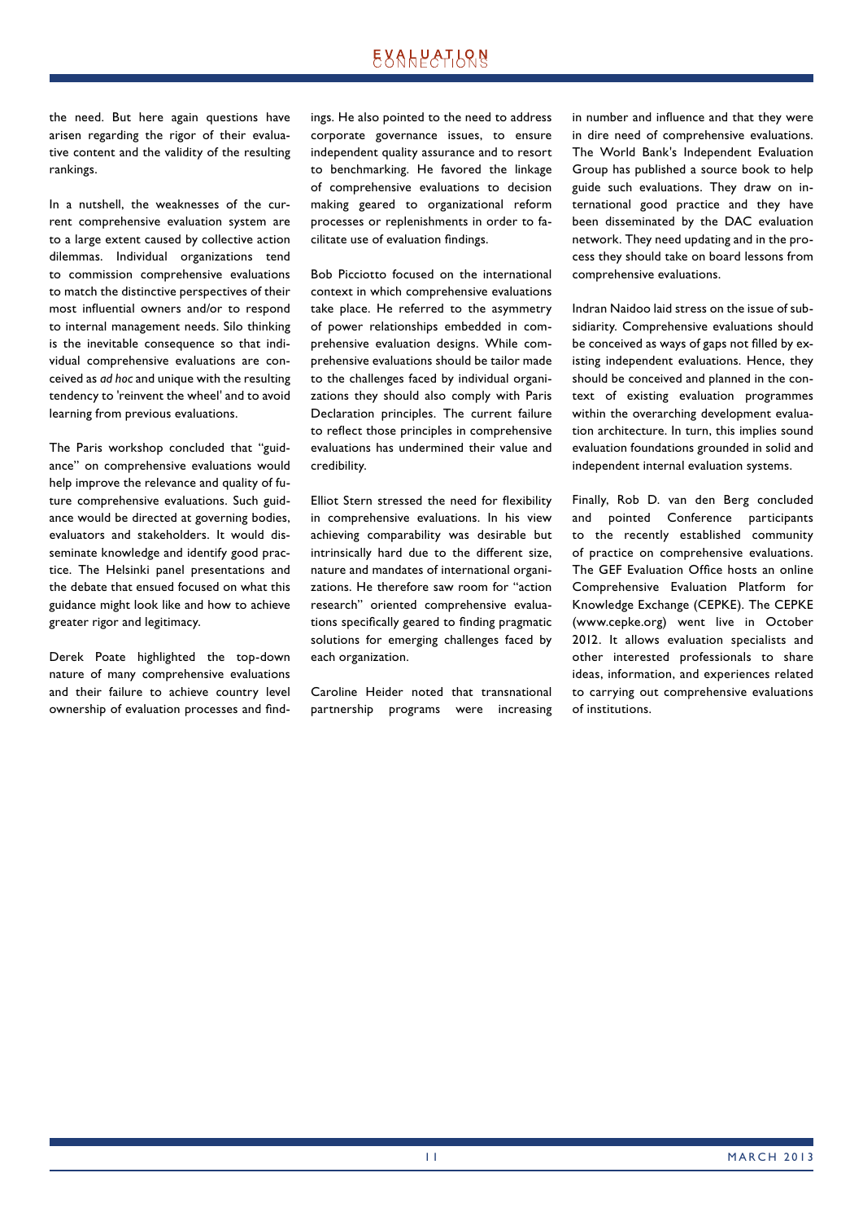the need. But here again questions have arisen regarding the rigor of their evaluative content and the validity of the resulting rankings.

In a nutshell, the weaknesses of the current comprehensive evaluation system are to a large extent caused by collective action dilemmas. Individual organizations tend to commission comprehensive evaluations to match the distinctive perspectives of their most influential owners and/or to respond to internal management needs. Silo thinking is the inevitable consequence so that individual comprehensive evaluations are conceived as *ad hoc* and unique with the resulting tendency to 'reinvent the wheel' and to avoid learning from previous evaluations.

The Paris workshop concluded that "guidance" on comprehensive evaluations would help improve the relevance and quality of future comprehensive evaluations. Such guidance would be directed at governing bodies, evaluators and stakeholders. It would disseminate knowledge and identify good practice. The Helsinki panel presentations and the debate that ensued focused on what this guidance might look like and how to achieve greater rigor and legitimacy.

Derek Poate highlighted the top-down nature of many comprehensive evaluations and their failure to achieve country level ownership of evaluation processes and findings. He also pointed to the need to address corporate governance issues, to ensure independent quality assurance and to resort to benchmarking. He favored the linkage of comprehensive evaluations to decision making geared to organizational reform processes or replenishments in order to facilitate use of evaluation findings.

Bob Picciotto focused on the international context in which comprehensive evaluations take place. He referred to the asymmetry of power relationships embedded in comprehensive evaluation designs. While comprehensive evaluations should be tailor made to the challenges faced by individual organizations they should also comply with Paris Declaration principles. The current failure to reflect those principles in comprehensive evaluations has undermined their value and credibility.

Elliot Stern stressed the need for flexibility in comprehensive evaluations. In his view achieving comparability was desirable but intrinsically hard due to the different size, nature and mandates of international organizations. He therefore saw room for "action research" oriented comprehensive evaluations specifically geared to finding pragmatic solutions for emerging challenges faced by each organization.

Caroline Heider noted that transnational partnership programs were increasing in number and influence and that they were in dire need of comprehensive evaluations. The World Bank's Independent Evaluation Group has published a source book to help guide such evaluations. They draw on international good practice and they have been disseminated by the DAC evaluation network. They need updating and in the process they should take on board lessons from comprehensive evaluations.

Indran Naidoo laid stress on the issue of subsidiarity. Comprehensive evaluations should be conceived as ways of gaps not filled by existing independent evaluations. Hence, they should be conceived and planned in the context of existing evaluation programmes within the overarching development evaluation architecture. In turn, this implies sound evaluation foundations grounded in solid and independent internal evaluation systems.

Finally, Rob D. van den Berg concluded and pointed Conference participants to the recently established community of practice on comprehensive evaluations. The GEF Evaluation Office hosts an online Comprehensive Evaluation Platform for Knowledge Exchange (CEPKE). The CEPKE (www.cepke.org) went live in October 2012. It allows evaluation specialists and other interested professionals to share ideas, information, and experiences related to carrying out comprehensive evaluations of institutions.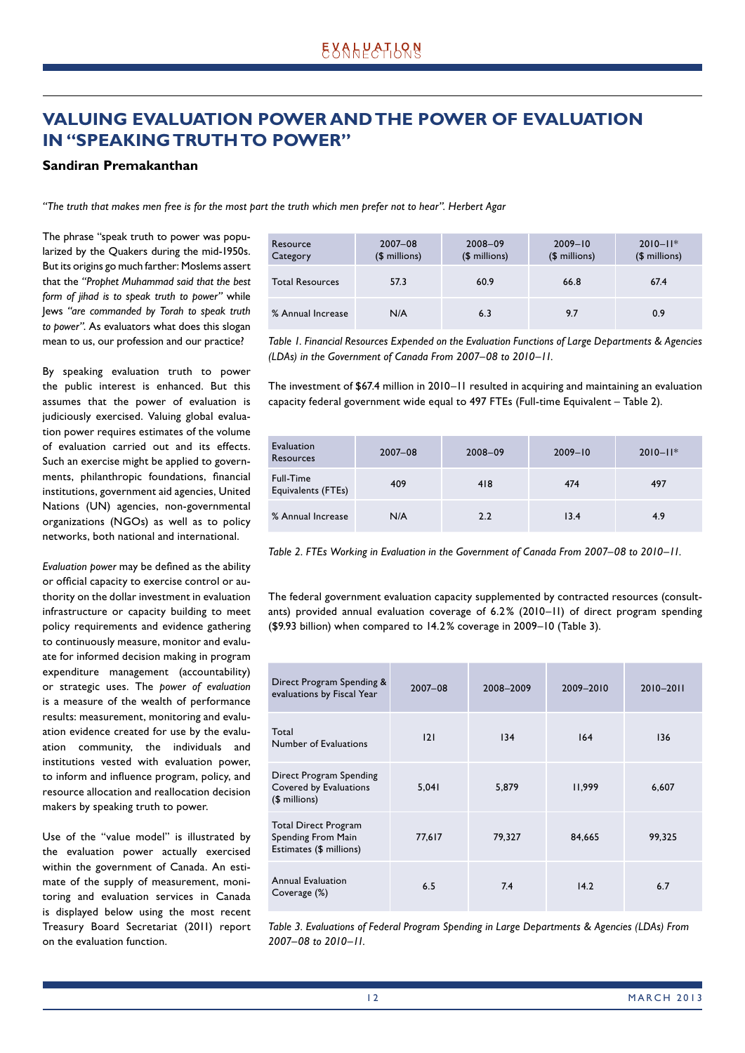## VALUING EVALUATION POWER AND THE POWER OF EVALUATION IN "SPEAKING TRUTH TO POWER"

**Sandiran Premakanthan**

*"The truth that makes men free is for the most part the truth which men prefer not to hear". Herbert Agar*

The phrase "speak truth to power was popularized by the Quakers during the mid-1950s. But its origins go much farther: Moslems assert that the *"Prophet Muhammad said that the best form of jihad is to speak truth to power"* while Jews *"are commanded by Torah to speak truth to power"*. As evaluators what does this slogan mean to us, our profession and our practice?

By speaking evaluation truth to power the public interest is enhanced. But this assumes that the power of evaluation is judiciously exercised. Valuing global evaluation power requires estimates of the volume of evaluation carried out and its effects. Such an exercise might be applied to governments, philanthropic foundations, financial institutions, government aid agencies, United Nations (UN) agencies, non-governmental organizations (NGOs) as well as to policy networks, both national and international.

*Evaluation power* may be defined as the ability or official capacity to exercise control or authority on the dollar investment in evaluation infrastructure or capacity building to meet policy requirements and evidence gathering to continuously measure, monitor and evaluate for informed decision making in program expenditure management (accountability) or strategic uses. The *power of evaluation* is a measure of the wealth of performance results: measurement, monitoring and evaluation evidence created for use by the evaluation community, the individuals and institutions vested with evaluation power, to inform and influence program, policy, and resource allocation and reallocation decision makers by speaking truth to power.

Use of the "value model" is illustrated by the evaluation power actually exercised within the government of Canada. An estimate of the supply of measurement, monitoring and evaluation services in Canada is displayed below using the most recent Treasury Board Secretariat (2011) report on the evaluation function.

| Resource Category | 2007–08 ($ millions) | 2008–09 ($ millions) | 2009–10 ($ millions) | 2010–11* ($ millions) |
|---|---|---|---|---|
| Total Resources | 57.3 | 60.9 | 66.8 | 67.4 |
| % Annual Increase | N/A | 6.3 | 9.7 | 0.9 |

*Table 1. Financial Resources Expended on the Evaluation Functions of Large Departments & Agencies (LDAs) in the Government of Canada From 2007–08 to 2010–11.*

The investment of $67.4 million in 2010–11 resulted in acquiring and maintaining an evaluation capacity federal government wide equal to 497 FTEs (Full-time Equivalent – Table 2).

| Evaluation Resources | 2007–08 | 2008–09 | 2009–10 | 2010–11* |
|---|---|---|---|---|
| Full-Time Equivalents (FTEs) | 409 | 418 | 474 | 497 |
| % Annual Increase | N/A | 2.2 | 13.4 | 4.9 |

*Table 2. FTEs Working in Evaluation in the Government of Canada From 2007–08 to 2010–11.*

The federal government evaluation capacity supplemented by contracted resources (consultants) provided annual evaluation coverage of 6.2% (2010–11) of direct program spending ($9.93 billion) when compared to 14.2% coverage in 2009–10 (Table 3).

| Direct Program Spending & evaluations by Fiscal Year | 2007–08 | 2008–2009 | 2009–2010 | 2010–2011 |
|---|---|---|---|---|
| Total Number of Evaluations | 121 | 134 | 164 | 136 |
| Direct Program Spending Covered by Evaluations ($ millions) | 5,041 | 5,879 | 11,999 | 6,607 |
| Total Direct Program Spending From Main Estimates ($ millions) | 77,617 | 79,327 | 84,665 | 99,325 |
| Annual Evaluation Coverage (%) | 6.5 | 7.4 | 14.2 | 6.7 |

*Table 3. Evaluations of Federal Program Spending in Large Departments & Agencies (LDAs) From 2007–08 to 2010–11.*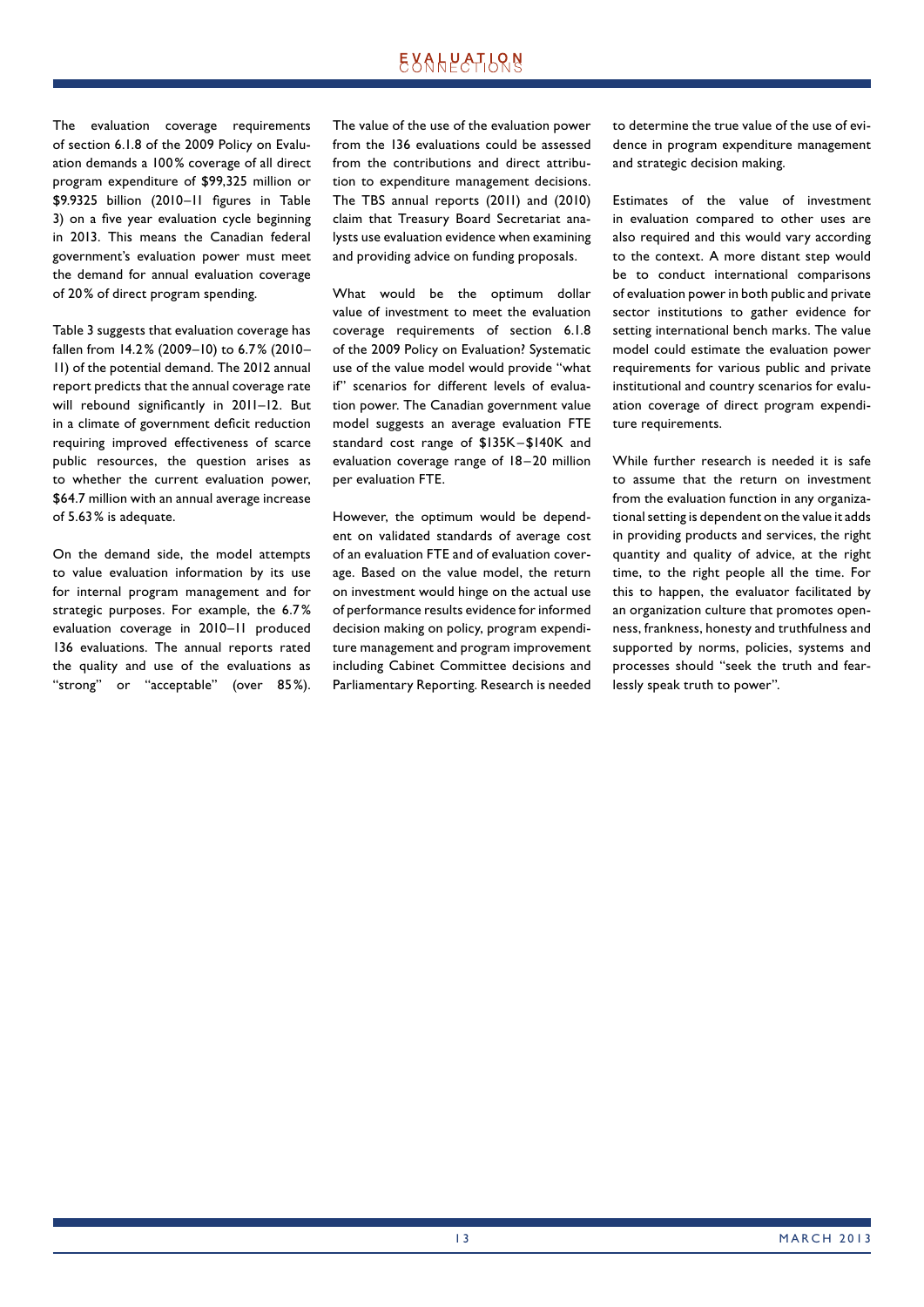The evaluation coverage requirements of section 6.1.8 of the 2009 Policy on Evaluation demands a 100% coverage of all direct program expenditure of $99,325 million or $9.9325 billion (2010–11 figures in Table 3) on a five year evaluation cycle beginning in 2013. This means the Canadian federal government's evaluation power must meet the demand for annual evaluation coverage of 20% of direct program spending.

Table 3 suggests that evaluation coverage has fallen from 14.2% (2009–10) to 6.7% (2010–11) of the potential demand. The 2012 annual report predicts that the annual coverage rate will rebound significantly in 2011–12. But in a climate of government deficit reduction requiring improved effectiveness of scarce public resources, the question arises as to whether the current evaluation power, $64.7 million with an annual average increase of 5.63% is adequate.

On the demand side, the model attempts to value evaluation information by its use for internal program management and for strategic purposes. For example, the 6.7% evaluation coverage in 2010–11 produced 136 evaluations. The annual reports rated the quality and use of the evaluations as "strong" or "acceptable" (over 85%). The value of the use of the evaluation power from the 136 evaluations could be assessed from the contributions and direct attribution to expenditure management decisions. The TBS annual reports (2011) and (2010) claim that Treasury Board Secretariat analysts use evaluation evidence when examining and providing advice on funding proposals.

What would be the optimum dollar value of investment to meet the evaluation coverage requirements of section 6.1.8 of the 2009 Policy on Evaluation? Systematic use of the value model would provide "what if" scenarios for different levels of evaluation power. The Canadian government value model suggests an average evaluation FTE standard cost range of $135K–$140K and evaluation coverage range of 18–20 million per evaluation FTE.

However, the optimum would be dependent on validated standards of average cost of an evaluation FTE and of evaluation coverage. Based on the value model, the return on investment would hinge on the actual use of performance results evidence for informed decision making on policy, program expenditure management and program improvement including Cabinet Committee decisions and Parliamentary Reporting. Research is needed to determine the true value of the use of evidence in program expenditure management and strategic decision making.

Estimates of the value of investment in evaluation compared to other uses are also required and this would vary according to the context. A more distant step would be to conduct international comparisons of evaluation power in both public and private sector institutions to gather evidence for setting international bench marks. The value model could estimate the evaluation power requirements for various public and private institutional and country scenarios for evaluation coverage of direct program expenditure requirements.

While further research is needed it is safe to assume that the return on investment from the evaluation function in any organizational setting is dependent on the value it adds in providing products and services, the right quantity and quality of advice, at the right time, to the right people all the time. For this to happen, the evaluator facilitated by an organization culture that promotes openness, frankness, honesty and truthfulness and supported by norms, policies, systems and processes should "seek the truth and fearlessly speak truth to power".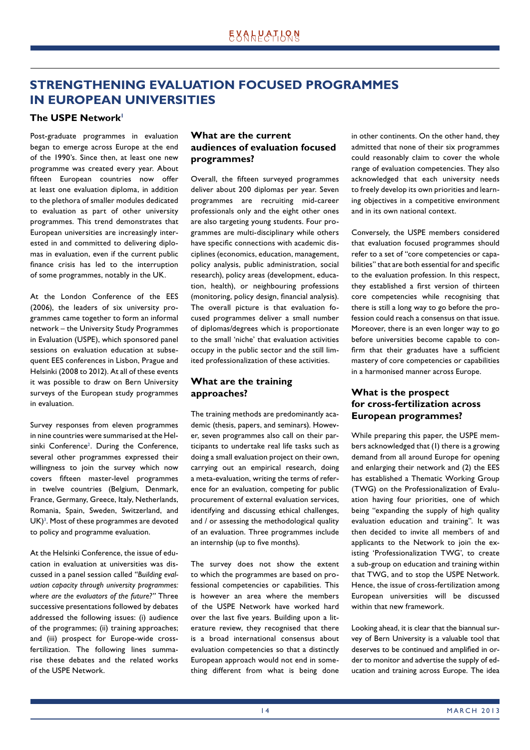## STRENGTHENING EVALUATION FOCUSED PROGRAMMES IN EUROPEAN UNIVERSITIES

### The USPE Network[1]

Post-graduate programmes in evaluation began to emerge across Europe at the end of the 1990's. Since then, at least one new programme was created every year. About fifteen European countries now offer at least one evaluation diploma, in addition to the plethora of smaller modules dedicated to evaluation as part of other university programmes. This trend demonstrates that European universities are increasingly interested in and committed to delivering diplomas in evaluation, even if the current public finance crisis has led to the interruption of some programmes, notably in the UK.

At the London Conference of the EES (2006), the leaders of six university programmes came together to form an informal network – the University Study Programmes in Evaluation (USPE), which sponsored panel sessions on evaluation education at subsequent EES conferences in Lisbon, Prague and Helsinki (2008 to 2012). At all of these events it was possible to draw on Bern University surveys of the European study programmes in evaluation.

Survey responses from eleven programmes in nine countries were summarised at the Helsinki Conference[2]. During the Conference, several other programmes expressed their willingness to join the survey which now covers fifteen master-level programmes in twelve countries (Belgium, Denmark, France, Germany, Greece, Italy, Netherlands, Romania, Spain, Sweden, Switzerland, and UK)[3]. Most of these programmes are devoted to policy and programme evaluation.

At the Helsinki Conference, the issue of education in evaluation at universities was discussed in a panel session called *"Building evaluation capacity through university programmes: where are the evaluators of the future?"* Three successive presentations followed by debates addressed the following issues: (i) audience of the programmes; (ii) training approaches; and (iii) prospect for Europe-wide cross-fertilization. The following lines summarise these debates and the related works of the USPE Network.

### What are the current audiences of evaluation focused programmes?

Overall, the fifteen surveyed programmes deliver about 200 diplomas per year. Seven programmes are recruiting mid-career professionals only and the eight other ones are also targeting young students. Four programmes are multi-disciplinary while others have specific connections with academic disciplines (economics, education, management, policy analysis, public administration, social research), policy areas (development, education, health), or neighbouring professions (monitoring, policy design, financial analysis). The overall picture is that evaluation focused programmes deliver a small number of diplomas/degrees which is proportionate to the small 'niche' that evaluation activities occupy in the public sector and the still limited professionalization of these activities.

### What are the training approaches?

The training methods are predominantly academic (thesis, papers, and seminars). However, seven programmes also call on their participants to undertake real life tasks such as doing a small evaluation project on their own, carrying out an empirical research, doing a meta-evaluation, writing the terms of reference for an evaluation, competing for public procurement of external evaluation services, identifying and discussing ethical challenges, and / or assessing the methodological quality of an evaluation. Three programmes include an internship (up to five months).

The survey does not show the extent to which the programmes are based on professional competencies or capabilities. This is however an area where the members of the USPE Network have worked hard over the last five years. Building upon a literature review, they recognised that there is a broad international consensus about evaluation competencies so that a distinctly European approach would not end in something different from what is being done in other continents. On the other hand, they admitted that none of their six programmes could reasonably claim to cover the whole range of evaluation competencies. They also acknowledged that each university needs to freely develop its own priorities and learning objectives in a competitive environment and in its own national context.

Conversely, the USPE members considered that evaluation focused programmes should refer to a set of "core competencies or capabilities" that are both essential for and specific to the evaluation profession. In this respect, they established a first version of thirteen core competencies while recognising that there is still a long way to go before the profession could reach a consensus on that issue. Moreover, there is an even longer way to go before universities become capable to confirm that their graduates have a sufficient mastery of core competencies or capabilities in a harmonised manner across Europe.

### What is the prospect for cross-fertilization across European programmes?

While preparing this paper, the USPE members acknowledged that (1) there is a growing demand from all around Europe for opening and enlarging their network and (2) the EES has established a Thematic Working Group (TWG) on the Professionalization of Evaluation having four priorities, one of which being "expanding the supply of high quality evaluation education and training". It was then decided to invite all members of and applicants to the Network to join the existing 'Professionalization TWG', to create a sub-group on education and training within that TWG, and to stop the USPE Network. Hence, the issue of cross-fertilization among European universities will be discussed within that new framework.

Looking ahead, it is clear that the biannual survey of Bern University is a valuable tool that deserves to be continued and amplified in order to monitor and advertise the supply of education and training across Europe. The idea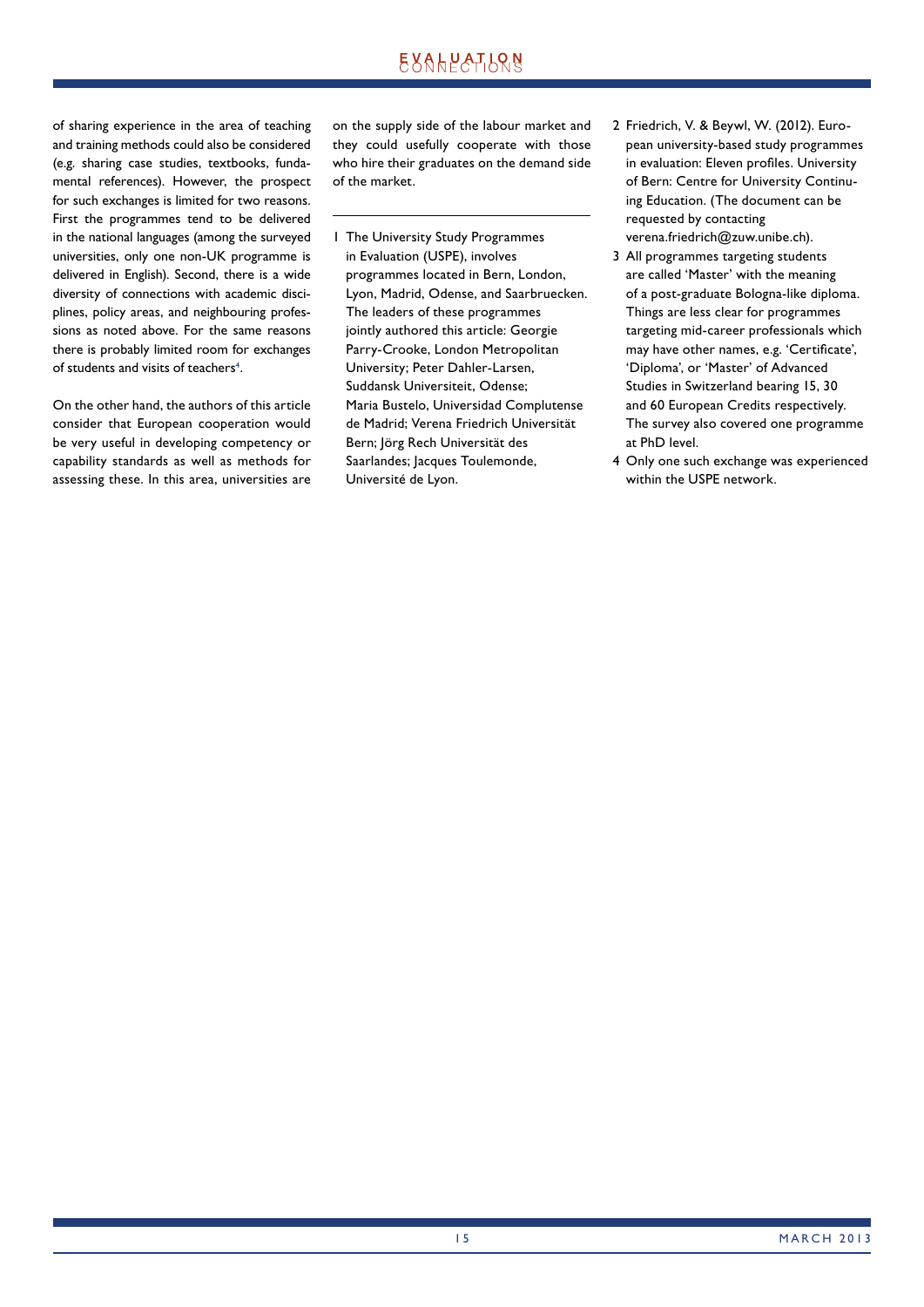of sharing experience in the area of teaching and training methods could also be considered (e.g. sharing case studies, textbooks, fundamental references). However, the prospect for such exchanges is limited for two reasons. First the programmes tend to be delivered in the national languages (among the surveyed universities, only one non-UK programme is delivered in English). Second, there is a wide diversity of connections with academic disciplines, policy areas, and neighbouring professions as noted above. For the same reasons there is probably limited room for exchanges of students and visits of teachers[4].

On the other hand, the authors of this article consider that European cooperation would be very useful in developing competency or capability standards as well as methods for assessing these. In this area, universities are on the supply side of the labour market and they could usefully cooperate with those who hire their graduates on the demand side of the market.

---

1 The University Study Programmes in Evaluation (USPE), involves programmes located in Bern, London, Lyon, Madrid, Odense, and Saarbruecken. The leaders of these programmes jointly authored this article: Georgie Parry-Crooke, London Metropolitan University; Peter Dahler-Larsen, Suddansk Universiteit, Odense; Maria Bustelo, Universidad Complutense de Madrid; Verena Friedrich Universität Bern; Jörg Rech Universität des Saarlandes; Jacques Toulemonde, Université de Lyon.

2 Friedrich, V. & Beywl, W. (2012). European university-based study programmes in evaluation: Eleven profiles. University of Bern: Centre for University Continuing Education. (The document can be requested by contacting verena.friedrich@zuw.unibe.ch).

3 All programmes targeting students are called 'Master' with the meaning of a post-graduate Bologna-like diploma. Things are less clear for programmes targeting mid-career professionals which may have other names, e.g. 'Certificate', 'Diploma', or 'Master' of Advanced Studies in Switzerland bearing 15, 30 and 60 European Credits respectively. The survey also covered one programme at PhD level.

4 Only one such exchange was experienced within the USPE network.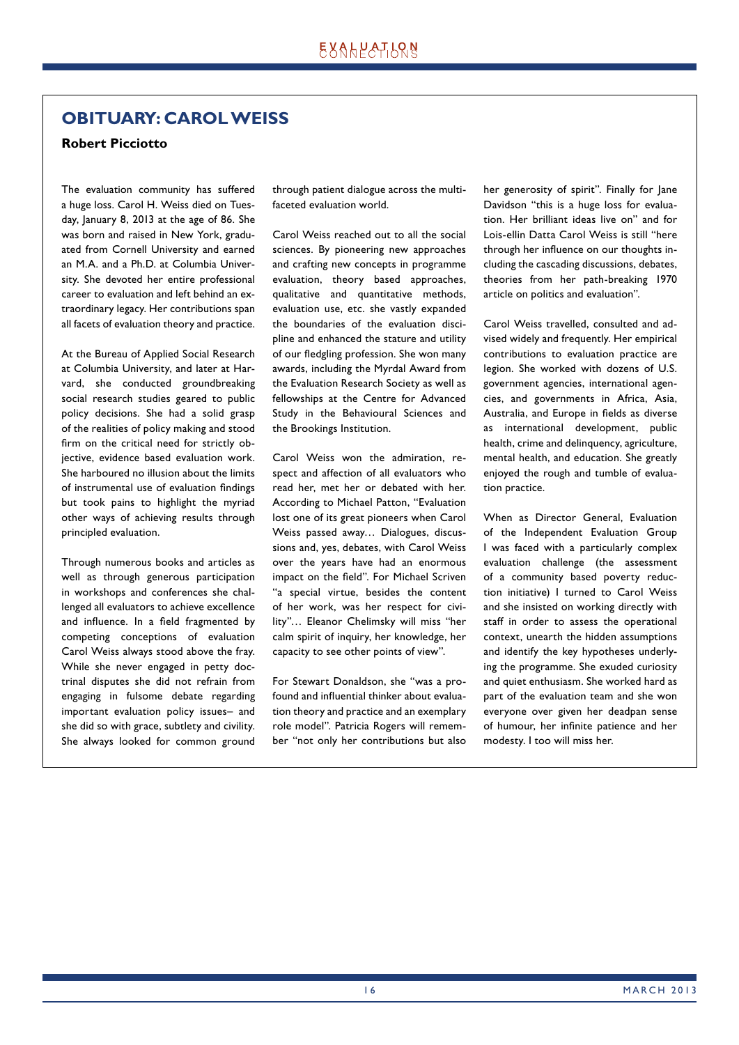## OBITUARY: CAROL WEISS

**Robert Picciotto**

The evaluation community has suffered a huge loss. Carol H. Weiss died on Tuesday, January 8, 2013 at the age of 86. She was born and raised in New York, graduated from Cornell University and earned an M.A. and a Ph.D. at Columbia University. She devoted her entire professional career to evaluation and left behind an extraordinary legacy. Her contributions span all facets of evaluation theory and practice.

At the Bureau of Applied Social Research at Columbia University, and later at Harvard, she conducted groundbreaking social research studies geared to public policy decisions. She had a solid grasp of the realities of policy making and stood firm on the critical need for strictly objective, evidence based evaluation work. She harboured no illusion about the limits of instrumental use of evaluation findings but took pains to highlight the myriad other ways of achieving results through principled evaluation.

Through numerous books and articles as well as through generous participation in workshops and conferences she challenged all evaluators to achieve excellence and influence. In a field fragmented by competing conceptions of evaluation Carol Weiss always stood above the fray. While she never engaged in petty doctrinal disputes she did not refrain from engaging in fulsome debate regarding important evaluation policy issues– and she did so with grace, subtlety and civility. She always looked for common ground through patient dialogue across the multi-faceted evaluation world.

Carol Weiss reached out to all the social sciences. By pioneering new approaches and crafting new concepts in programme evaluation, theory based approaches, qualitative and quantitative methods, evaluation use, etc. she vastly expanded the boundaries of the evaluation discipline and enhanced the stature and utility of our fledgling profession. She won many awards, including the Myrdal Award from the Evaluation Research Society as well as fellowships at the Centre for Advanced Study in the Behavioural Sciences and the Brookings Institution.

Carol Weiss won the admiration, respect and affection of all evaluators who read her, met her or debated with her. According to Michael Patton, "Evaluation lost one of its great pioneers when Carol Weiss passed away… Dialogues, discussions and, yes, debates, with Carol Weiss over the years have had an enormous impact on the field". For Michael Scriven "a special virtue, besides the content of her work, was her respect for civility"… Eleanor Chelimsky will miss "her calm spirit of inquiry, her knowledge, her capacity to see other points of view".

For Stewart Donaldson, she "was a profound and influential thinker about evaluation theory and practice and an exemplary role model". Patricia Rogers will remember "not only her contributions but also her generosity of spirit". Finally for Jane Davidson "this is a huge loss for evaluation. Her brilliant ideas live on" and for Lois-ellin Datta Carol Weiss is still "here through her influence on our thoughts including the cascading discussions, debates, theories from her path-breaking 1970 article on politics and evaluation".

Carol Weiss travelled, consulted and advised widely and frequently. Her empirical contributions to evaluation practice are legion. She worked with dozens of U.S. government agencies, international agencies, and governments in Africa, Asia, Australia, and Europe in fields as diverse as international development, public health, crime and delinquency, agriculture, mental health, and education. She greatly enjoyed the rough and tumble of evaluation practice.

When as Director General, Evaluation of the Independent Evaluation Group I was faced with a particularly complex evaluation challenge (the assessment of a community based poverty reduction initiative) I turned to Carol Weiss and she insisted on working directly with staff in order to assess the operational context, unearth the hidden assumptions and identify the key hypotheses underlying the programme. She exuded curiosity and quiet enthusiasm. She worked hard as part of the evaluation team and she won everyone over given her deadpan sense of humour, her infinite patience and her modesty. I too will miss her.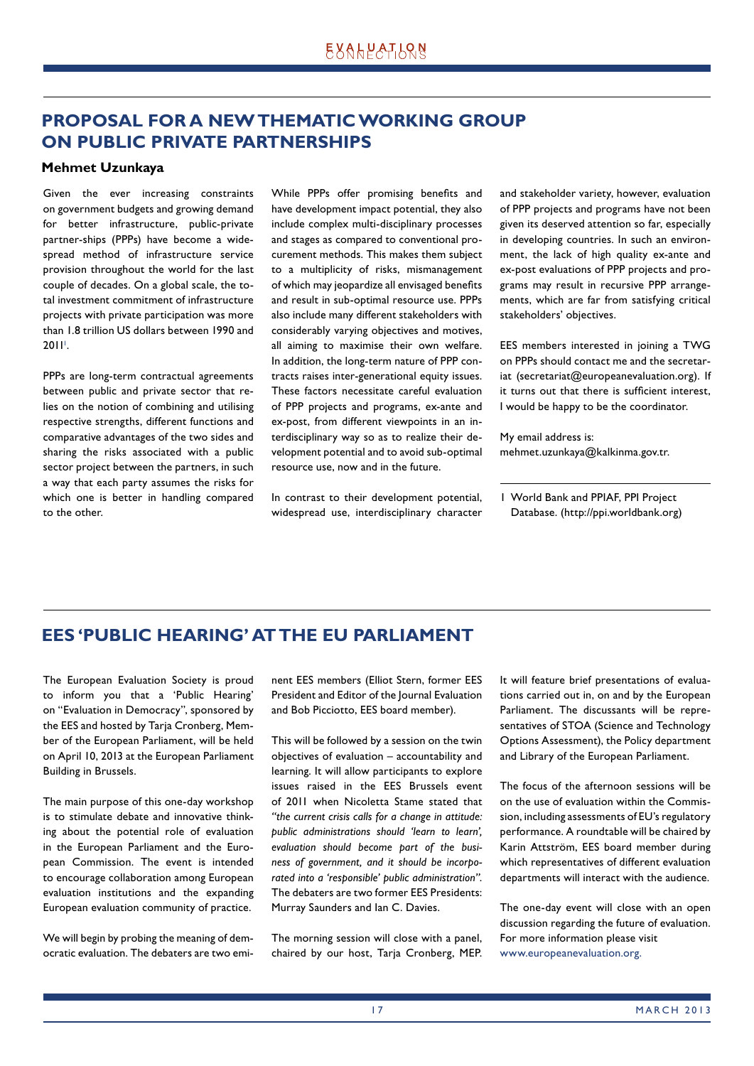## PROPOSAL FOR A NEW THEMATIC WORKING GROUP ON PUBLIC PRIVATE PARTNERSHIPS

**Mehmet Uzunkaya**

Given the ever increasing constraints on government budgets and growing demand for better infrastructure, public-private partner-ships (PPPs) have become a wide-spread method of infrastructure service provision throughout the world for the last couple of decades. On a global scale, the total investment commitment of infrastructure projects with private participation was more than 1.8 trillion US dollars between 1990 and 2011[1].

PPPs are long-term contractual agreements between public and private sector that relies on the notion of combining and utilising respective strengths, different functions and comparative advantages of the two sides and sharing the risks associated with a public sector project between the partners, in such a way that each party assumes the risks for which one is better in handling compared to the other.

While PPPs offer promising benefits and have development impact potential, they also include complex multi-disciplinary processes and stages as compared to conventional procurement methods. This makes them subject to a multiplicity of risks, mismanagement of which may jeopardize all envisaged benefits and result in sub-optimal resource use. PPPs also include many different stakeholders with considerably varying objectives and motives, all aiming to maximise their own welfare. In addition, the long-term nature of PPP contracts raises inter-generational equity issues. These factors necessitate careful evaluation of PPP projects and programs, ex-ante and ex-post, from different viewpoints in an interdisciplinary way so as to realize their development potential and to avoid sub-optimal resource use, now and in the future.

In contrast to their development potential, widespread use, interdisciplinary character and stakeholder variety, however, evaluation of PPP projects and programs have not been given its deserved attention so far, especially in developing countries. In such an environment, the lack of high quality ex-ante and ex-post evaluations of PPP projects and programs may result in recursive PPP arrangements, which are far from satisfying critical stakeholders' objectives.

EES members interested in joining a TWG on PPPs should contact me and the secretariat (secretariat@europeanevaluation.org). If it turns out that there is sufficient interest, I would be happy to be the coordinator.

My email address is:
mehmet.uzunkaya@kalkinma.gov.tr.

1 World Bank and PPIAF, PPI Project Database. (http://ppi.worldbank.org)

## EES 'PUBLIC HEARING' AT THE EU PARLIAMENT

The European Evaluation Society is proud to inform you that a 'Public Hearing' on "Evaluation in Democracy", sponsored by the EES and hosted by Tarja Cronberg, Member of the European Parliament, will be held on April 10, 2013 at the European Parliament Building in Brussels.

The main purpose of this one-day workshop is to stimulate debate and innovative thinking about the potential role of evaluation in the European Parliament and the European Commission. The event is intended to encourage collaboration among European evaluation institutions and the expanding European evaluation community of practice.

We will begin by probing the meaning of democratic evaluation. The debaters are two eminent EES members (Elliot Stern, former EES President and Editor of the Journal Evaluation and Bob Picciotto, EES board member).

This will be followed by a session on the twin objectives of evaluation – accountability and learning. It will allow participants to explore issues raised in the EES Brussels event of 2011 when Nicoletta Stame stated that *"the current crisis calls for a change in attitude: public administrations should 'learn to learn', evaluation should become part of the business of government, and it should be incorporated into a 'responsible' public administration"*. The debaters are two former EES Presidents: Murray Saunders and Ian C. Davies.

The morning session will close with a panel, chaired by our host, Tarja Cronberg, MEP. It will feature brief presentations of evaluations carried out in, on and by the European Parliament. The discussants will be representatives of STOA (Science and Technology Options Assessment), the Policy department and Library of the European Parliament.

The focus of the afternoon sessions will be on the use of evaluation within the Commission, including assessments of EU's regulatory performance. A roundtable will be chaired by Karin Attström, EES board member during which representatives of different evaluation departments will interact with the audience.

The one-day event will close with an open discussion regarding the future of evaluation. For more information please visit www.europeanevaluation.org.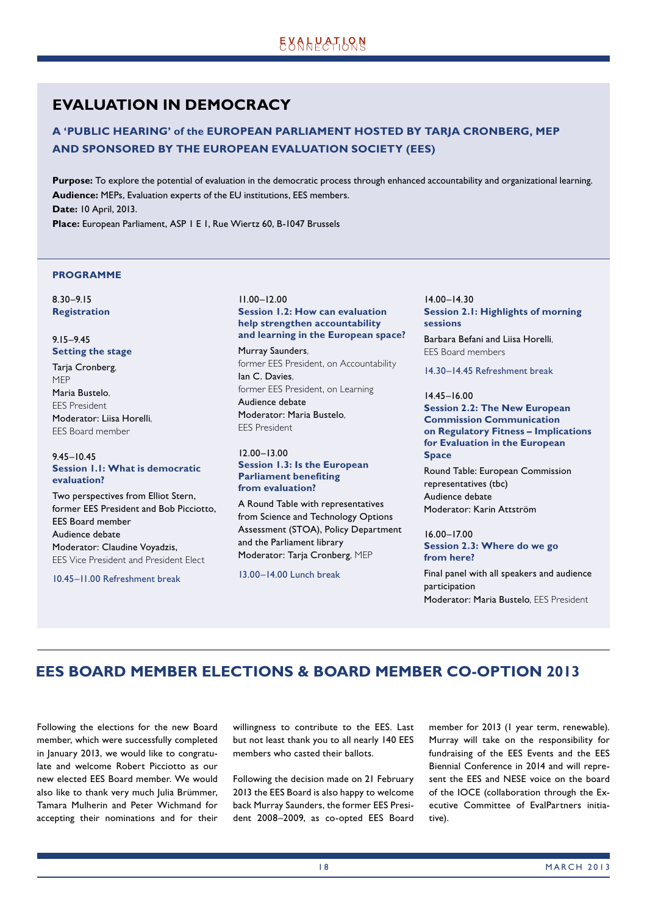## EVALUATION IN DEMOCRACY

### A 'PUBLIC HEARING' of the EUROPEAN PARLIAMENT HOSTED BY TARJA CRONBERG, MEP AND SPONSORED BY THE EUROPEAN EVALUATION SOCIETY (EES)

**Purpose:** To explore the potential of evaluation in the democratic process through enhanced accountability and organizational learning.
**Audience:** MEPs, Evaluation experts of the EU institutions, EES members.
**Date:** 10 April, 2013.
**Place:** European Parliament, ASP 1 E 1, Rue Wiertz 60, B-1047 Brussels

#### PROGRAMME

8.30–9.15
**Registration**

9.15–9.45
**Setting the stage**
Tarja Cronberg, MEP
Maria Bustelo, EES President
Moderator: Liisa Horelli, EES Board member

9.45–10.45
**Session 1.1: What is democratic evaluation?**
Two perspectives from Elliot Stern, former EES President and Bob Picciotto, EES Board member
Audience debate
Moderator: Claudine Voyadzis, EES Vice President and President Elect

10.45–11.00 Refreshment break

11.00–12.00
**Session 1.2: How can evaluation help strengthen accountability and learning in the European space?**
Murray Saunders, former EES President, on Accountability
Ian C. Davies, former EES President, on Learning
Audience debate
Moderator: Maria Bustelo, EES President

12.00–13.00
**Session 1.3: Is the European Parliament benefiting from evaluation?**
A Round Table with representatives from Science and Technology Options Assessment (STOA), Policy Department and the Parliament library
Moderator: Tarja Cronberg, MEP

13.00–14.00 Lunch break

14.00–14.30
**Session 2.1: Highlights of morning sessions**
Barbara Befani and Liisa Horelli, EES Board members

14.30–14.45 Refreshment break

14.45–16.00
**Session 2.2: The New European Commission Communication on Regulatory Fitness – Implications for Evaluation in the European Space**
Round Table: European Commission representatives (tbc)
Audience debate
Moderator: Karin Attström

16.00–17.00
**Session 2.3: Where do we go from here?**
Final panel with all speakers and audience participation
Moderator: Maria Bustelo, EES President

## EES BOARD MEMBER ELECTIONS & BOARD MEMBER CO-OPTION 2013

Following the elections for the new Board member, which were successfully completed in January 2013, we would like to congratulate and welcome Robert Picciotto as our new elected EES Board member. We would also like to thank very much Julia Brümmer, Tamara Mulherin and Peter Wichmand for accepting their nominations and for their willingness to contribute to the EES. Last but not least thank you to all nearly 140 EES members who casted their ballots.

Following the decision made on 21 February 2013 the EES Board is also happy to welcome back Murray Saunders, the former EES President 2008–2009, as co-opted EES Board member for 2013 (1 year term, renewable). Murray will take on the responsibility for fundraising of the EES Events and the EES Biennial Conference in 2014 and will represent the EES and NESE voice on the board of the IOCE (collaboration through the Executive Committee of EvalPartners initiative).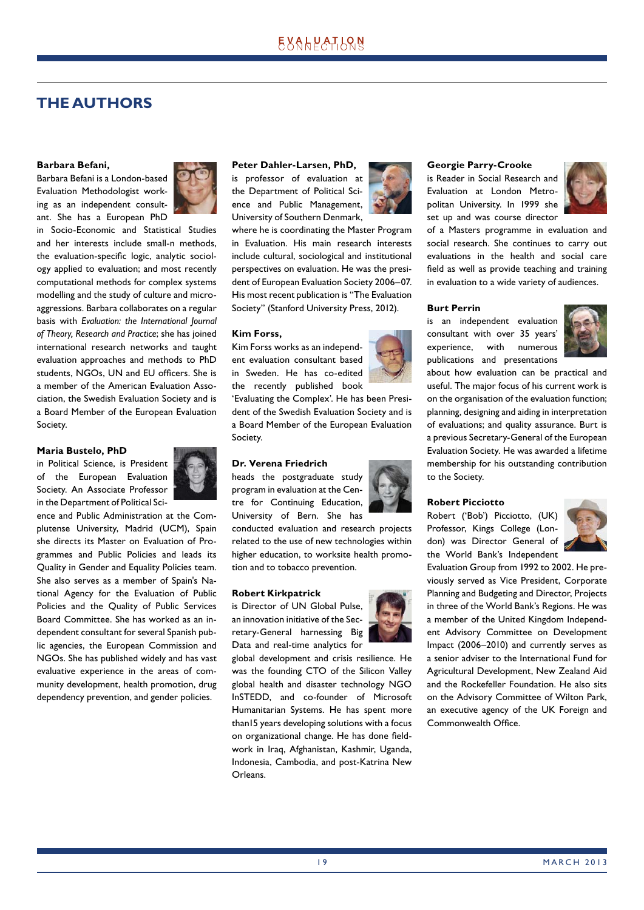# THE AUTHORS

**Barbara Befani,**
Barbara Befani is a London-based Evaluation Methodologist working as an independent consultant. She has a European PhD in Socio-Economic and Statistical Studies and her interests include small-n methods, the evaluation-specific logic, analytic sociology applied to evaluation; and most recently computational methods for complex systems modelling and the study of culture and micro-aggressions. Barbara collaborates on a regular basis with *Evaluation: the International Journal of Theory, Research and Practice*; she has joined international research networks and taught evaluation approaches and methods to PhD students, NGOs, UN and EU officers. She is a member of the American Evaluation Association, the Swedish Evaluation Society and is a Board Member of the European Evaluation Society.

**Maria Bustelo, PhD**
in Political Science, is President of the European Evaluation Society. An Associate Professor in the Department of Political Science and Public Administration at the Complutense University, Madrid (UCM), Spain she directs its Master on Evaluation of Programmes and Public Policies and leads its Quality in Gender and Equality Policies team. She also serves as a member of Spain's National Agency for the Evaluation of Public Policies and the Quality of Public Services Board Committee. She has worked as an independent consultant for several Spanish public agencies, the European Commission and NGOs. She has published widely and has vast evaluative experience in the areas of community development, health promotion, drug dependency prevention, and gender policies.

**Peter Dahler-Larsen, PhD,**
is professor of evaluation at the Department of Political Science and Public Management, University of Southern Denmark, where he is coordinating the Master Program in Evaluation. His main research interests include cultural, sociological and institutional perspectives on evaluation. He was the president of European Evaluation Society 2006–07. His most recent publication is "The Evaluation Society" (Stanford University Press, 2012).

**Kim Forss,**
Kim Forss works as an independent evaluation consultant based in Sweden. He has co-edited the recently published book 'Evaluating the Complex'. He has been President of the Swedish Evaluation Society and is a Board Member of the European Evaluation Society.

**Dr. Verena Friedrich**
heads the postgraduate study program in evaluation at the Centre for Continuing Education, University of Bern. She has conducted evaluation and research projects related to the use of new technologies within higher education, to worksite health promotion and to tobacco prevention.

**Robert Kirkpatrick**
is Director of UN Global Pulse, an innovation initiative of the Secretary-General harnessing Big Data and real-time analytics for global development and crisis resilience. He was the founding CTO of the Silicon Valley global health and disaster technology NGO InSTEDD, and co-founder of Microsoft Humanitarian Systems. He has spent more than15 years developing solutions with a focus on organizational change. He has done fieldwork in Iraq, Afghanistan, Kashmir, Uganda, Indonesia, Cambodia, and post-Katrina New Orleans.

**Georgie Parry-Crooke**
is Reader in Social Research and Evaluation at London Metropolitan University. In 1999 she set up and was course director of a Masters programme in evaluation and social research. She continues to carry out evaluations in the health and social care field as well as provide teaching and training in evaluation to a wide variety of audiences.

**Burt Perrin**
is an independent evaluation consultant with over 35 years' experience, with numerous publications and presentations about how evaluation can be practical and useful. The major focus of his current work is on the organisation of the evaluation function; planning, designing and aiding in interpretation of evaluations; and quality assurance. Burt is a previous Secretary-General of the European Evaluation Society. He was awarded a lifetime membership for his outstanding contribution to the Society.

**Robert Picciotto**
Robert ('Bob') Picciotto, (UK) Professor, Kings College (London) was Director General of the World Bank's Independent Evaluation Group from 1992 to 2002. He previously served as Vice President, Corporate Planning and Budgeting and Director, Projects in three of the World Bank's Regions. He was a member of the United Kingdom Independent Advisory Committee on Development Impact (2006–2010) and currently serves as a senior adviser to the International Fund for Agricultural Development, New Zealand Aid and the Rockefeller Foundation. He also sits on the Advisory Committee of Wilton Park, an executive agency of the UK Foreign and Commonwealth Office.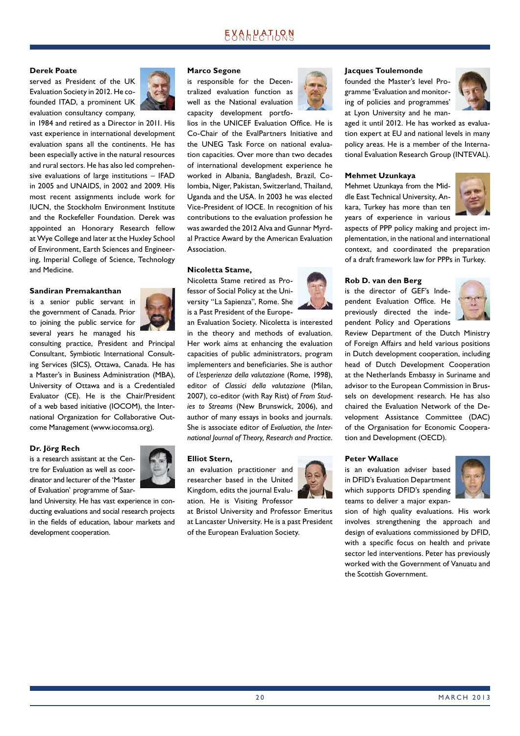**Derek Poate**
served as President of the UK Evaluation Society in 2012. He co-founded ITAD, a prominent UK evaluation consultancy company, in 1984 and retired as a Director in 2011. His vast experience in international development evaluation spans all the continents. He has been especially active in the natural resources and rural sectors. He has also led comprehensive evaluations of large institutions – IFAD in 2005 and UNAIDS, in 2002 and 2009. His most recent assignments include work for IUCN, the Stockholm Environment Institute and the Rockefeller Foundation. Derek was appointed an Honorary Research fellow at Wye College and later at the Huxley School of Environment, Earth Sciences and Engineering, Imperial College of Science, Technology and Medicine.

**Sandiran Premakanthan**
is a senior public servant in the government of Canada. Prior to joining the public service for several years he managed his consulting practice, President and Principal Consultant, Symbiotic International Consulting Services (SICS), Ottawa, Canada. He has a Master's in Business Administration (MBA), University of Ottawa and is a Credentialed Evaluator (CE). He is the Chair/President of a web based initiative (IOCOM), the International Organization for Collaborative Outcome Management (www.iocomsa.org).

**Dr. Jörg Rech**
is a research assistant at the Centre for Evaluation as well as coordinator and lecturer of the 'Master of Evaluation' programme of Saarland University. He has vast experience in conducting evaluations and social research projects in the fields of education, labour markets and development cooperation.

**Marco Segone**
is responsible for the Decentralized evaluation function as well as the National evaluation capacity development portfolios in the UNICEF Evaluation Office. He is Co-Chair of the EvalPartners Initiative and the UNEG Task Force on national evaluation capacities. Over more than two decades of international development experience he worked in Albania, Bangladesh, Brazil, Colombia, Niger, Pakistan, Switzerland, Thailand, Uganda and the USA. In 2003 he was elected Vice-President of IOCE. In recognition of his contributions to the evaluation profession he was awarded the 2012 Alva and Gunnar Myrdal Practice Award by the American Evaluation Association.

**Nicoletta Stame,**
Nicoletta Stame retired as Professor of Social Policy at the University "La Sapienza", Rome. She is a Past President of the European Evaluation Society. Nicoletta is interested in the theory and methods of evaluation. Her work aims at enhancing the evaluation capacities of public administrators, program implementers and beneficiaries. She is author of *L'esperienza della valutazione* (Rome, 1998), editor of *Classici della valutazione* (Milan, 2007), co-editor (with Ray Rist) of *From Studies to Streams* (New Brunswick, 2006), and author of many essays in books and journals. She is associate editor of *Evaluation, the International Journal of Theory, Research and Practice*.

**Elliot Stern,**
an evaluation practitioner and researcher based in the United Kingdom, edits the journal Evaluation. He is Visiting Professor at Bristol University and Professor Emeritus at Lancaster University. He is a past President of the European Evaluation Society.

**Jacques Toulemonde**
founded the Master's level Programme 'Evaluation and monitoring of policies and programmes' at Lyon University and he managed it until 2012. He has worked as evaluation expert at EU and national levels in many policy areas. He is a member of the International Evaluation Research Group (INTEVAL).

**Mehmet Uzunkaya**
Mehmet Uzunkaya from the Middle East Technical University, Ankara, Turkey has more than ten years of experience in various aspects of PPP policy making and project implementation, in the national and international context, and coordinated the preparation of a draft framework law for PPPs in Turkey.

**Rob D. van den Berg**
is the director of GEF's Independent Evaluation Office. He previously directed the independent Policy and Operations Review Department of the Dutch Ministry of Foreign Affairs and held various positions in Dutch development cooperation, including head of Dutch Development Cooperation at the Netherlands Embassy in Suriname and advisor to the European Commission in Brussels on development research. He has also chaired the Evaluation Network of the Development Assistance Committee (DAC) of the Organisation for Economic Cooperation and Development (OECD).

**Peter Wallace**
is an evaluation adviser based in DFID's Evaluation Department which supports DFID's spending teams to deliver a major expansion of high quality evaluations. His work involves strengthening the approach and design of evaluations commissioned by DFID, with a specific focus on health and private sector led interventions. Peter has previously worked with the Government of Vanuatu and the Scottish Government.